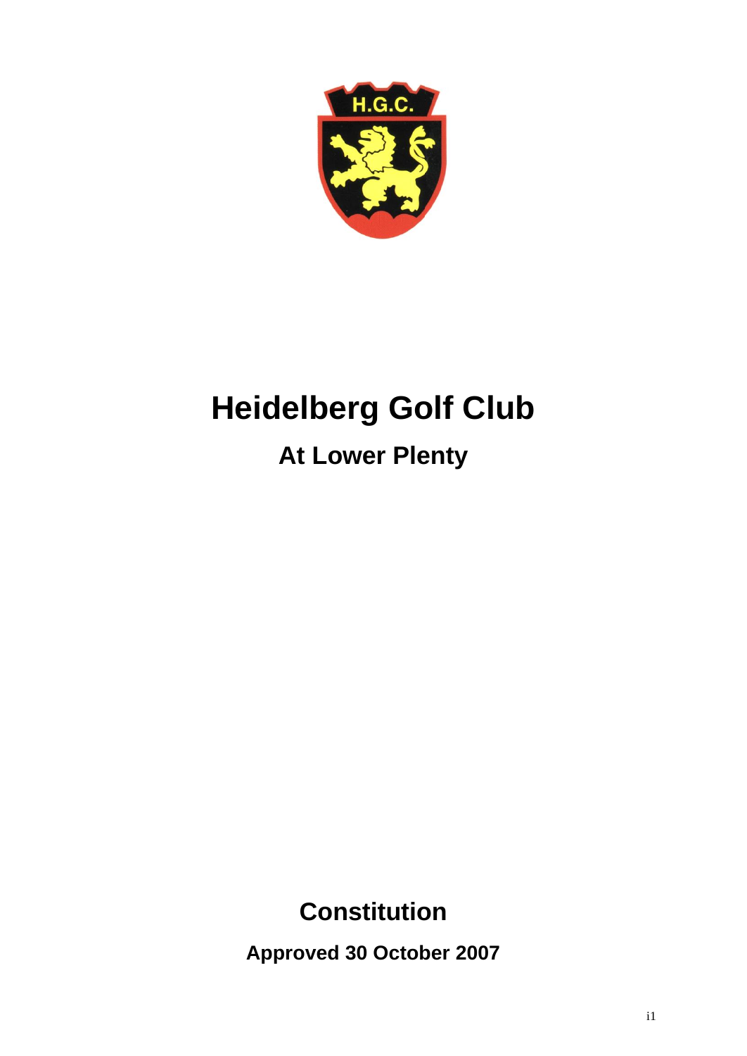# Heidelberg Golf Club

## At Lower Plenty

## Constitution

**Approved 30 October 2007**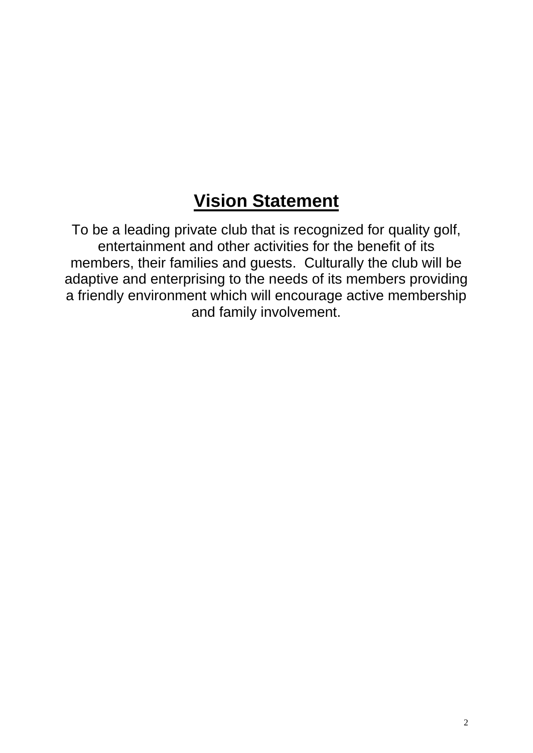# Vision Statement

To be a leading private club that is recognized for quality golf, entertainment and other activities for the benefit of its members, their families and guests. Culturally the club will be adaptive and enterprising to the needs of its members providing a friendly environment which will encourage active membership and family involvement.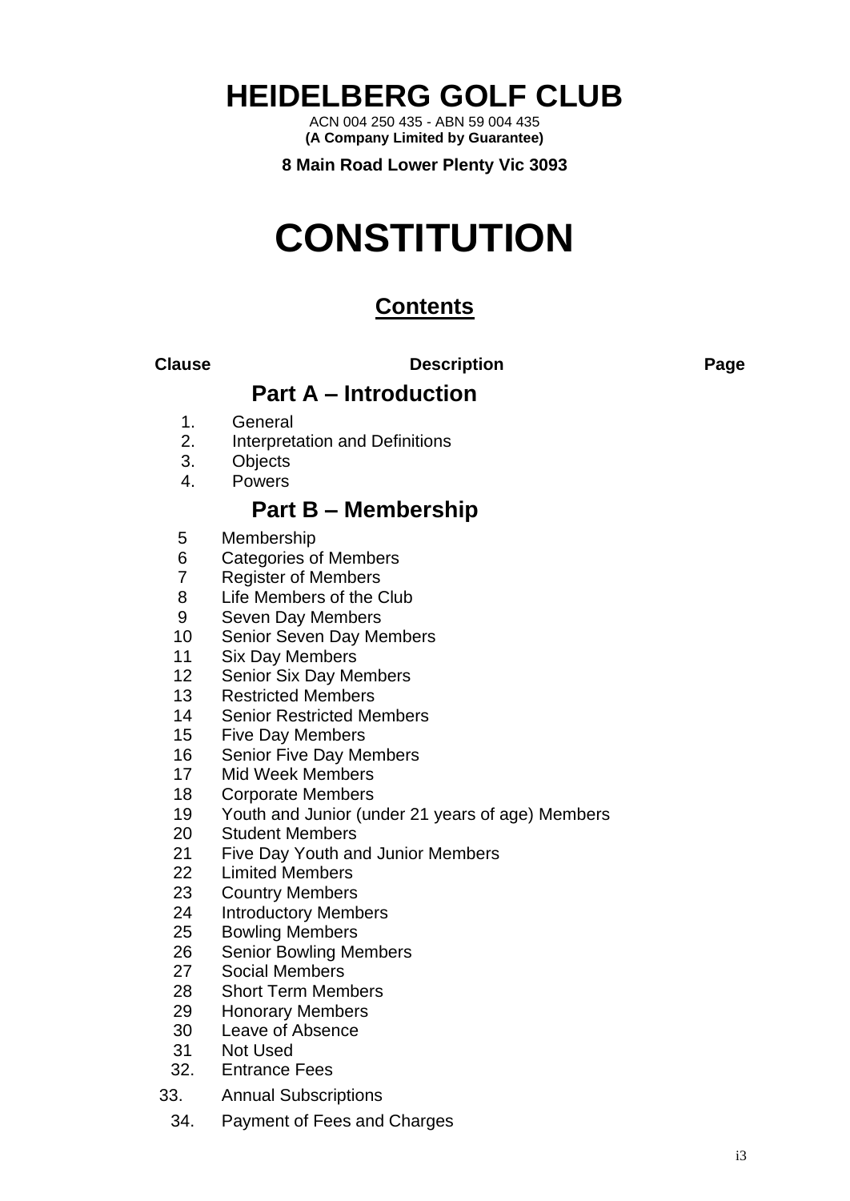# HEIDELBERG GOLF CLUB

ACN 004 250 435 - ABN 59 004 435
**(A Company Limited by Guarantee)**

**8 Main Road Lower Plenty Vic 3093**

# CONSTITUTION

## Contents

| Clause | Description | Page |
|---|---|---|
| | **Part A – Introduction** | |
| 1. | General | |
| 2. | Interpretation and Definitions | |
| 3. | Objects | |
| 4. | Powers | |
| | **Part B – Membership** | |
| 5 | Membership | |
| 6 | Categories of Members | |
| 7 | Register of Members | |
| 8 | Life Members of the Club | |
| 9 | Seven Day Members | |
| 10 | Senior Seven Day Members | |
| 11 | Six Day Members | |
| 12 | Senior Six Day Members | |
| 13 | Restricted Members | |
| 14 | Senior Restricted Members | |
| 15 | Five Day Members | |
| 16 | Senior Five Day Members | |
| 17 | Mid Week Members | |
| 18 | Corporate Members | |
| 19 | Youth and Junior (under 21 years of age) Members | |
| 20 | Student Members | |
| 21 | Five Day Youth and Junior Members | |
| 22 | Limited Members | |
| 23 | Country Members | |
| 24 | Introductory Members | |
| 25 | Bowling Members | |
| 26 | Senior Bowling Members | |
| 27 | Social Members | |
| 28 | Short Term Members | |
| 29 | Honorary Members | |
| 30 | Leave of Absence | |
| 31 | Not Used | |
| 32. | Entrance Fees | |
| 33. | Annual Subscriptions | |
| 34. | Payment of Fees and Charges | |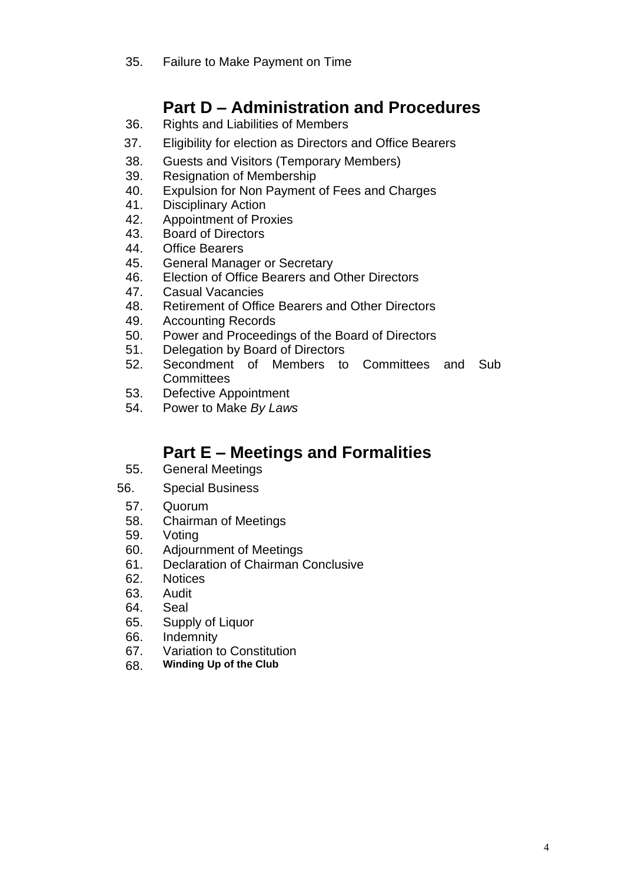35. Failure to Make Payment on Time

## Part D – Administration and Procedures

36. Rights and Liabilities of Members
37. Eligibility for election as Directors and Office Bearers
38. Guests and Visitors (Temporary Members)
39. Resignation of Membership
40. Expulsion for Non Payment of Fees and Charges
41. Disciplinary Action
42. Appointment of Proxies
43. Board of Directors
44. Office Bearers
45. General Manager or Secretary
46. Election of Office Bearers and Other Directors
47. Casual Vacancies
48. Retirement of Office Bearers and Other Directors
49. Accounting Records
50. Power and Proceedings of the Board of Directors
51. Delegation by Board of Directors
52. Secondment of Members to Committees and Sub Committees
53. Defective Appointment
54. Power to Make *By Laws*

## Part E – Meetings and Formalities

55. General Meetings
56. Special Business
57. Quorum
58. Chairman of Meetings
59. Voting
60. Adjournment of Meetings
61. Declaration of Chairman Conclusive
62. Notices
63. Audit
64. Seal
65. Supply of Liquor
66. Indemnity
67. Variation to Constitution
68. **Winding Up of the Club**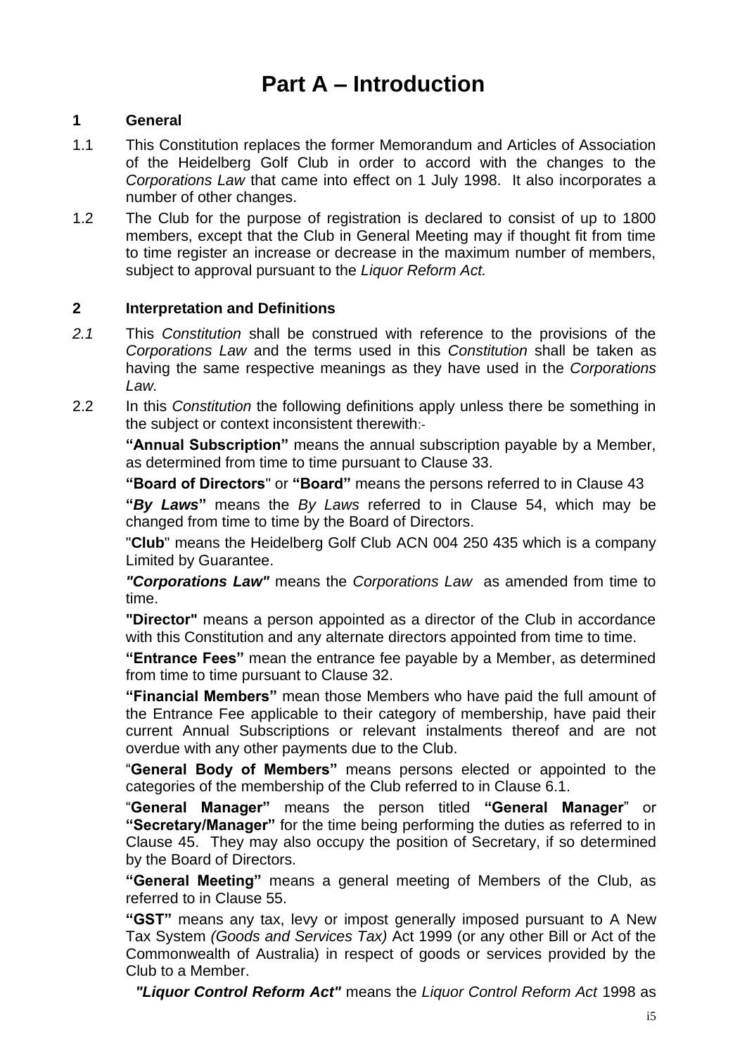# Part A – Introduction

## 1 General

1.1 This Constitution replaces the former Memorandum and Articles of Association of the Heidelberg Golf Club in order to accord with the changes to the *Corporations Law* that came into effect on 1 July 1998. It also incorporates a number of other changes.

1.2 The Club for the purpose of registration is declared to consist of up to 1800 members, except that the Club in General Meeting may if thought fit from time to time register an increase or decrease in the maximum number of members, subject to approval pursuant to the *Liquor Reform Act.*

## 2 Interpretation and Definitions

*2.1* This *Constitution* shall be construed with reference to the provisions of the *Corporations Law* and the terms used in this *Constitution* shall be taken as having the same respective meanings as they have used in the *Corporations Law.*

2.2 In this *Constitution* the following definitions apply unless there be something in the subject or context inconsistent therewith:-

**"Annual Subscription"** means the annual subscription payable by a Member, as determined from time to time pursuant to Clause 33.

**"Board of Directors"** or **"Board"** means the persons referred to in Clause 43

**"*By Laws*"** means the *By Laws* referred to in Clause 54, which may be changed from time to time by the Board of Directors.

"**Club**" means the Heidelberg Golf Club ACN 004 250 435 which is a company Limited by Guarantee.

***"Corporations Law"*** means the *Corporations Law* as amended from time to time.

**"Director"** means a person appointed as a director of the Club in accordance with this Constitution and any alternate directors appointed from time to time.

**"Entrance Fees"** mean the entrance fee payable by a Member, as determined from time to time pursuant to Clause 32.

**"Financial Members"** mean those Members who have paid the full amount of the Entrance Fee applicable to their category of membership, have paid their current Annual Subscriptions or relevant instalments thereof and are not overdue with any other payments due to the Club.

"**General Body of Members"** means persons elected or appointed to the categories of the membership of the Club referred to in Clause 6.1.

"**General Manager"** means the person titled **"General Manager**" or **"Secretary/Manager"** for the time being performing the duties as referred to in Clause 45. They may also occupy the position of Secretary, if so determined by the Board of Directors.

**"General Meeting"** means a general meeting of Members of the Club, as referred to in Clause 55.

**"GST"** means any tax, levy or impost generally imposed pursuant to A New Tax System *(Goods and Services Tax)* Act 1999 (or any other Bill or Act of the Commonwealth of Australia) in respect of goods or services provided by the Club to a Member.

***"Liquor Control Reform Act"*** means the *Liquor Control Reform Act* 1998 as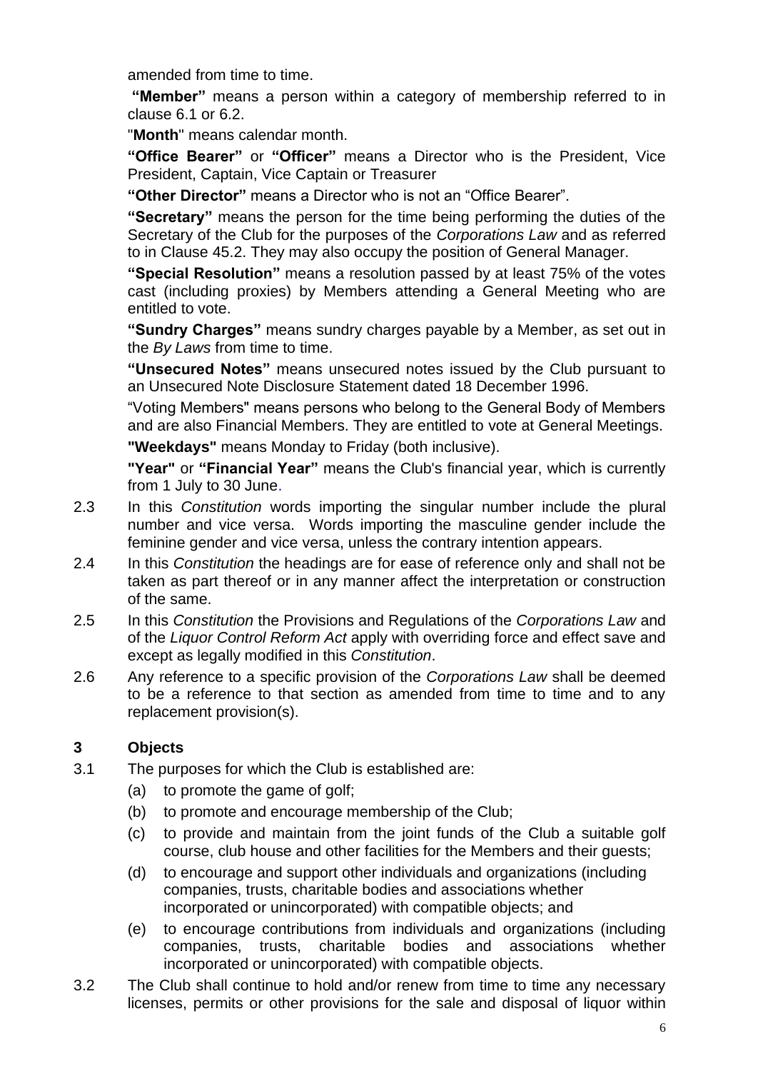amended from time to time.

**"Member"** means a person within a category of membership referred to in clause 6.1 or 6.2.

"**Month**" means calendar month.

**"Office Bearer"** or **"Officer"** means a Director who is the President, Vice President, Captain, Vice Captain or Treasurer

**"Other Director"** means a Director who is not an "Office Bearer".

**"Secretary"** means the person for the time being performing the duties of the Secretary of the Club for the purposes of the *Corporations Law* and as referred to in Clause 45.2. They may also occupy the position of General Manager.

**"Special Resolution"** means a resolution passed by at least 75% of the votes cast (including proxies) by Members attending a General Meeting who are entitled to vote.

**"Sundry Charges"** means sundry charges payable by a Member, as set out in the *By Laws* from time to time.

**"Unsecured Notes"** means unsecured notes issued by the Club pursuant to an Unsecured Note Disclosure Statement dated 18 December 1996.

"Voting Members" means persons who belong to the General Body of Members and are also Financial Members. They are entitled to vote at General Meetings.

**"Weekdays"** means Monday to Friday (both inclusive).

**"Year"** or **"Financial Year"** means the Club's financial year, which is currently from 1 July to 30 June.

2.3 In this *Constitution* words importing the singular number include the plural number and vice versa. Words importing the masculine gender include the feminine gender and vice versa, unless the contrary intention appears.

2.4 In this *Constitution* the headings are for ease of reference only and shall not be taken as part thereof or in any manner affect the interpretation or construction of the same.

2.5 In this *Constitution* the Provisions and Regulations of the *Corporations Law* and of the *Liquor Control Reform Act* apply with overriding force and effect save and except as legally modified in this *Constitution*.

2.6 Any reference to a specific provision of the *Corporations Law* shall be deemed to be a reference to that section as amended from time to time and to any replacement provision(s).

## 3 Objects

3.1 The purposes for which the Club is established are:

(a) to promote the game of golf;

(b) to promote and encourage membership of the Club;

(c) to provide and maintain from the joint funds of the Club a suitable golf course, club house and other facilities for the Members and their guests;

(d) to encourage and support other individuals and organizations (including companies, trusts, charitable bodies and associations whether incorporated or unincorporated) with compatible objects; and

(e) to encourage contributions from individuals and organizations (including companies, trusts, charitable bodies and associations whether incorporated or unincorporated) with compatible objects.

3.2 The Club shall continue to hold and/or renew from time to time any necessary licenses, permits or other provisions for the sale and disposal of liquor within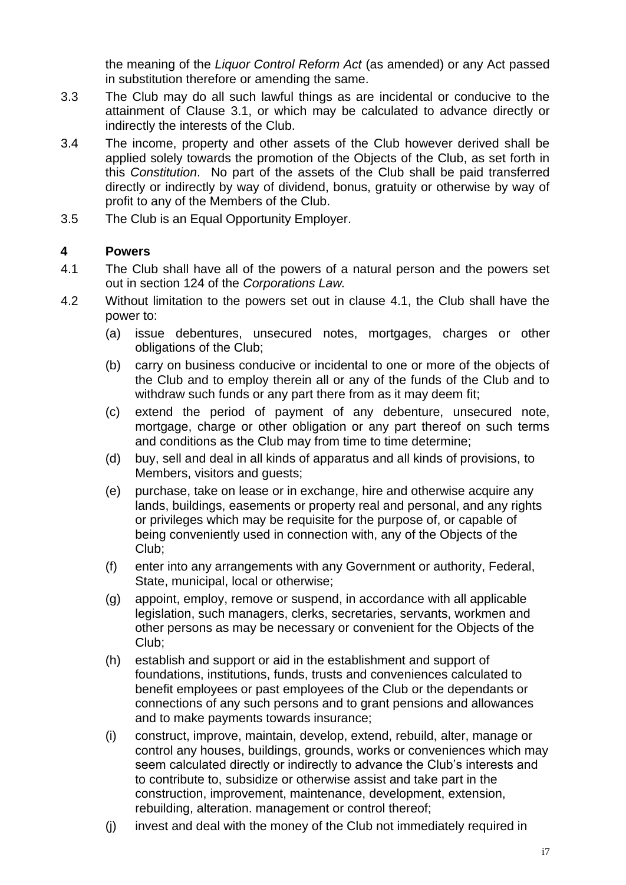the meaning of the *Liquor Control Reform Act* (as amended) or any Act passed in substitution therefore or amending the same.

3.3 The Club may do all such lawful things as are incidental or conducive to the attainment of Clause 3.1, or which may be calculated to advance directly or indirectly the interests of the Club.

3.4 The income, property and other assets of the Club however derived shall be applied solely towards the promotion of the Objects of the Club, as set forth in this *Constitution*. No part of the assets of the Club shall be paid transferred directly or indirectly by way of dividend, bonus, gratuity or otherwise by way of profit to any of the Members of the Club.

3.5 The Club is an Equal Opportunity Employer.

## 4 Powers

4.1 The Club shall have all of the powers of a natural person and the powers set out in section 124 of the *Corporations Law*.

4.2 Without limitation to the powers set out in clause 4.1, the Club shall have the power to:

(a) issue debentures, unsecured notes, mortgages, charges or other obligations of the Club;

(b) carry on business conducive or incidental to one or more of the objects of the Club and to employ therein all or any of the funds of the Club and to withdraw such funds or any part there from as it may deem fit;

(c) extend the period of payment of any debenture, unsecured note, mortgage, charge or other obligation or any part thereof on such terms and conditions as the Club may from time to time determine;

(d) buy, sell and deal in all kinds of apparatus and all kinds of provisions, to Members, visitors and guests;

(e) purchase, take on lease or in exchange, hire and otherwise acquire any lands, buildings, easements or property real and personal, and any rights or privileges which may be requisite for the purpose of, or capable of being conveniently used in connection with, any of the Objects of the Club;

(f) enter into any arrangements with any Government or authority, Federal, State, municipal, local or otherwise;

(g) appoint, employ, remove or suspend, in accordance with all applicable legislation, such managers, clerks, secretaries, servants, workmen and other persons as may be necessary or convenient for the Objects of the Club;

(h) establish and support or aid in the establishment and support of foundations, institutions, funds, trusts and conveniences calculated to benefit employees or past employees of the Club or the dependants or connections of any such persons and to grant pensions and allowances and to make payments towards insurance;

(i) construct, improve, maintain, develop, extend, rebuild, alter, manage or control any houses, buildings, grounds, works or conveniences which may seem calculated directly or indirectly to advance the Club's interests and to contribute to, subsidize or otherwise assist and take part in the construction, improvement, maintenance, development, extension, rebuilding, alteration. management or control thereof;

(j) invest and deal with the money of the Club not immediately required in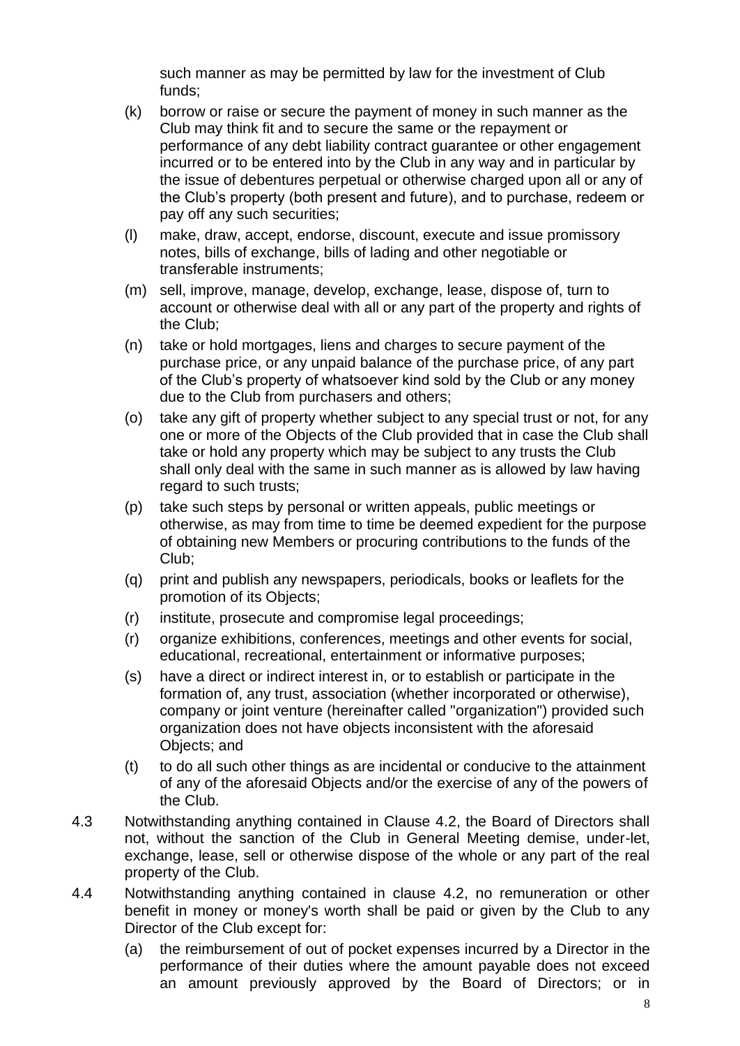such manner as may be permitted by law for the investment of Club funds;

(k) borrow or raise or secure the payment of money in such manner as the Club may think fit and to secure the same or the repayment or performance of any debt liability contract guarantee or other engagement incurred or to be entered into by the Club in any way and in particular by the issue of debentures perpetual or otherwise charged upon all or any of the Club's property (both present and future), and to purchase, redeem or pay off any such securities;

(l) make, draw, accept, endorse, discount, execute and issue promissory notes, bills of exchange, bills of lading and other negotiable or transferable instruments;

(m) sell, improve, manage, develop, exchange, lease, dispose of, turn to account or otherwise deal with all or any part of the property and rights of the Club;

(n) take or hold mortgages, liens and charges to secure payment of the purchase price, or any unpaid balance of the purchase price, of any part of the Club's property of whatsoever kind sold by the Club or any money due to the Club from purchasers and others;

(o) take any gift of property whether subject to any special trust or not, for any one or more of the Objects of the Club provided that in case the Club shall take or hold any property which may be subject to any trusts the Club shall only deal with the same in such manner as is allowed by law having regard to such trusts;

(p) take such steps by personal or written appeals, public meetings or otherwise, as may from time to time be deemed expedient for the purpose of obtaining new Members or procuring contributions to the funds of the Club;

(q) print and publish any newspapers, periodicals, books or leaflets for the promotion of its Objects;

(r) institute, prosecute and compromise legal proceedings;

(r) organize exhibitions, conferences, meetings and other events for social, educational, recreational, entertainment or informative purposes;

(s) have a direct or indirect interest in, or to establish or participate in the formation of, any trust, association (whether incorporated or otherwise), company or joint venture (hereinafter called "organization") provided such organization does not have objects inconsistent with the aforesaid Objects; and

(t) to do all such other things as are incidental or conducive to the attainment of any of the aforesaid Objects and/or the exercise of any of the powers of the Club.

4.3 Notwithstanding anything contained in Clause 4.2, the Board of Directors shall not, without the sanction of the Club in General Meeting demise, under-let, exchange, lease, sell or otherwise dispose of the whole or any part of the real property of the Club.

4.4 Notwithstanding anything contained in clause 4.2, no remuneration or other benefit in money or money's worth shall be paid or given by the Club to any Director of the Club except for:

(a) the reimbursement of out of pocket expenses incurred by a Director in the performance of their duties where the amount payable does not exceed an amount previously approved by the Board of Directors; or in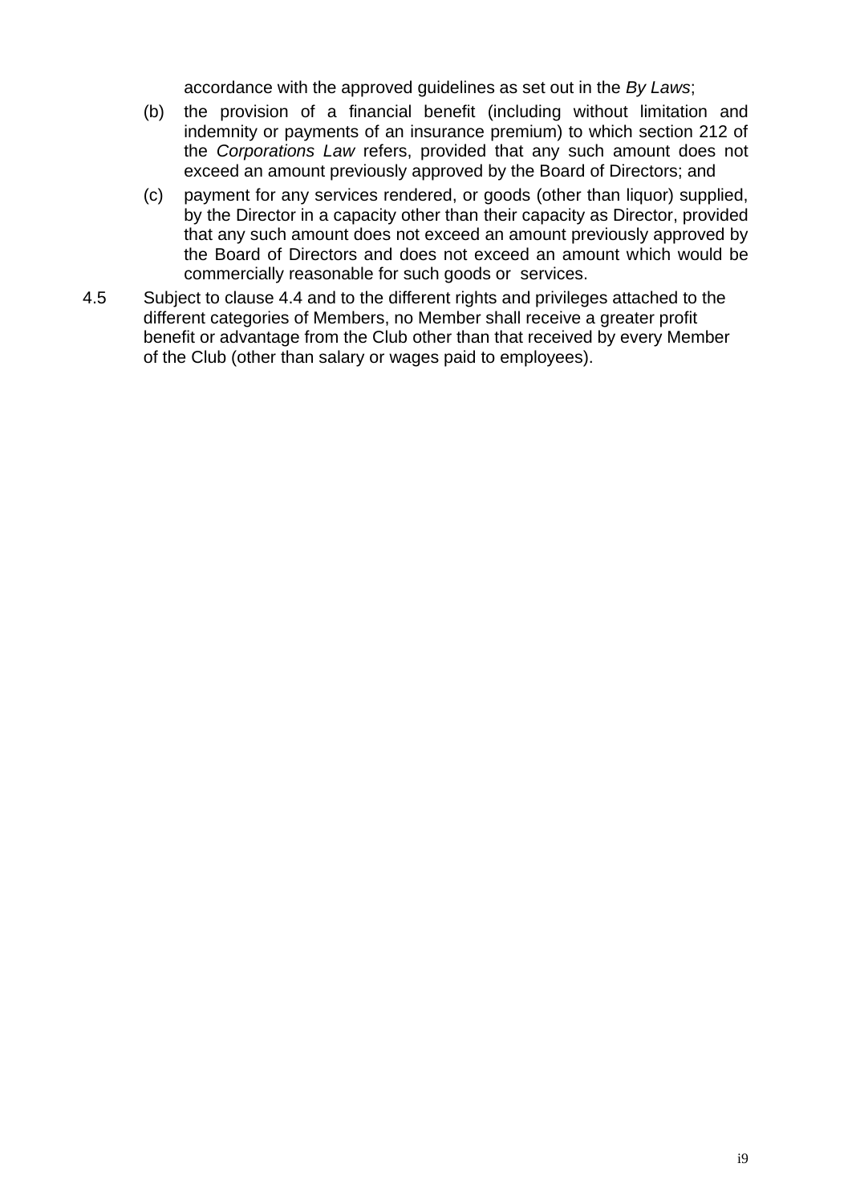accordance with the approved guidelines as set out in the *By Laws*;

(b) the provision of a financial benefit (including without limitation and indemnity or payments of an insurance premium) to which section 212 of the *Corporations Law* refers, provided that any such amount does not exceed an amount previously approved by the Board of Directors; and

(c) payment for any services rendered, or goods (other than liquor) supplied, by the Director in a capacity other than their capacity as Director, provided that any such amount does not exceed an amount previously approved by the Board of Directors and does not exceed an amount which would be commercially reasonable for such goods or services.

4.5 Subject to clause 4.4 and to the different rights and privileges attached to the different categories of Members, no Member shall receive a greater profit benefit or advantage from the Club other than that received by every Member of the Club (other than salary or wages paid to employees).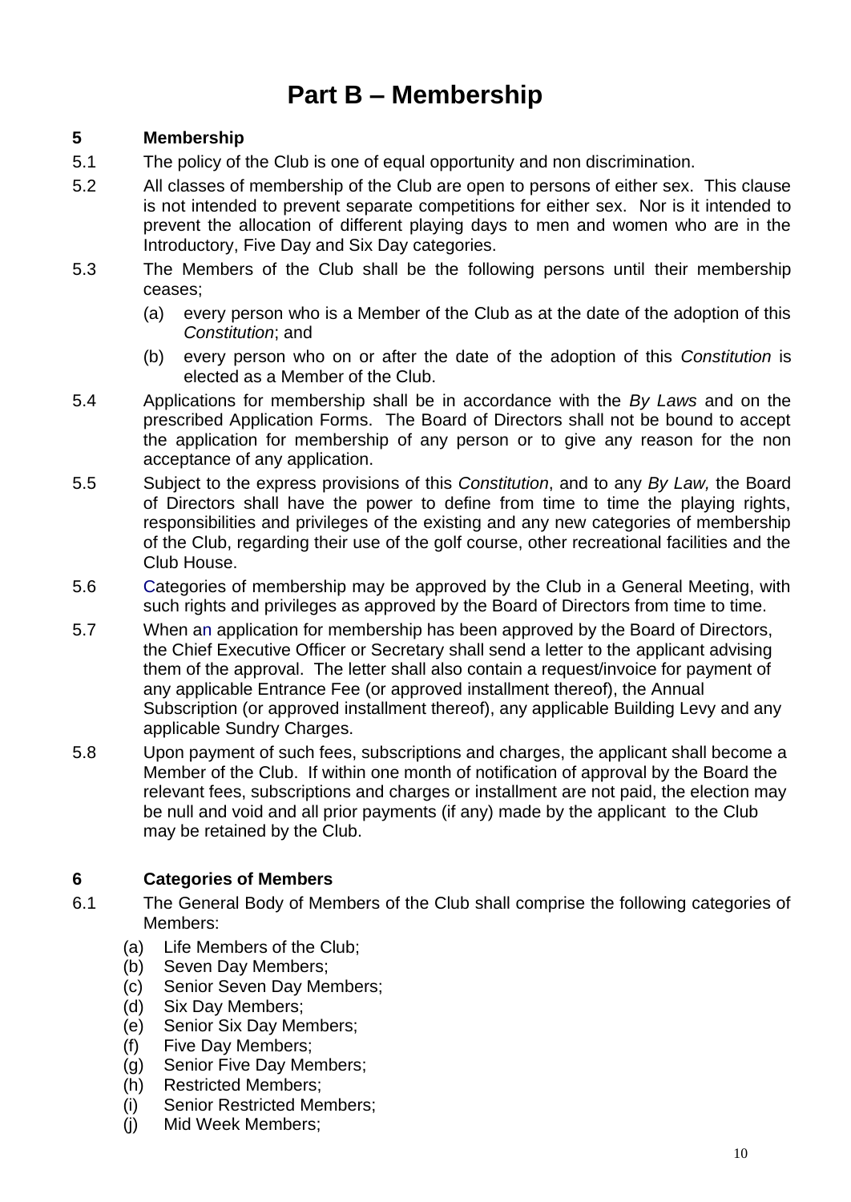# Part B – Membership

## 5 Membership

5.1 The policy of the Club is one of equal opportunity and non discrimination.

5.2 All classes of membership of the Club are open to persons of either sex. This clause is not intended to prevent separate competitions for either sex. Nor is it intended to prevent the allocation of different playing days to men and women who are in the Introductory, Five Day and Six Day categories.

5.3 The Members of the Club shall be the following persons until their membership ceases;

- (a) every person who is a Member of the Club as at the date of the adoption of this *Constitution*; and
- (b) every person who on or after the date of the adoption of this *Constitution* is elected as a Member of the Club.

5.4 Applications for membership shall be in accordance with the *By Laws* and on the prescribed Application Forms. The Board of Directors shall not be bound to accept the application for membership of any person or to give any reason for the non acceptance of any application.

5.5 Subject to the express provisions of this *Constitution*, and to any *By Law,* the Board of Directors shall have the power to define from time to time the playing rights, responsibilities and privileges of the existing and any new categories of membership of the Club, regarding their use of the golf course, other recreational facilities and the Club House.

5.6 Categories of membership may be approved by the Club in a General Meeting, with such rights and privileges as approved by the Board of Directors from time to time.

5.7 When an application for membership has been approved by the Board of Directors, the Chief Executive Officer or Secretary shall send a letter to the applicant advising them of the approval. The letter shall also contain a request/invoice for payment of any applicable Entrance Fee (or approved installment thereof), the Annual Subscription (or approved installment thereof), any applicable Building Levy and any applicable Sundry Charges.

5.8 Upon payment of such fees, subscriptions and charges, the applicant shall become a Member of the Club. If within one month of notification of approval by the Board the relevant fees, subscriptions and charges or installment are not paid, the election may be null and void and all prior payments (if any) made by the applicant to the Club may be retained by the Club.

## 6 Categories of Members

6.1 The General Body of Members of the Club shall comprise the following categories of Members:

- (a) Life Members of the Club;
- (b) Seven Day Members;
- (c) Senior Seven Day Members;
- (d) Six Day Members;
- (e) Senior Six Day Members;
- (f) Five Day Members;
- (g) Senior Five Day Members;
- (h) Restricted Members;
- (i) Senior Restricted Members;
- (j) Mid Week Members;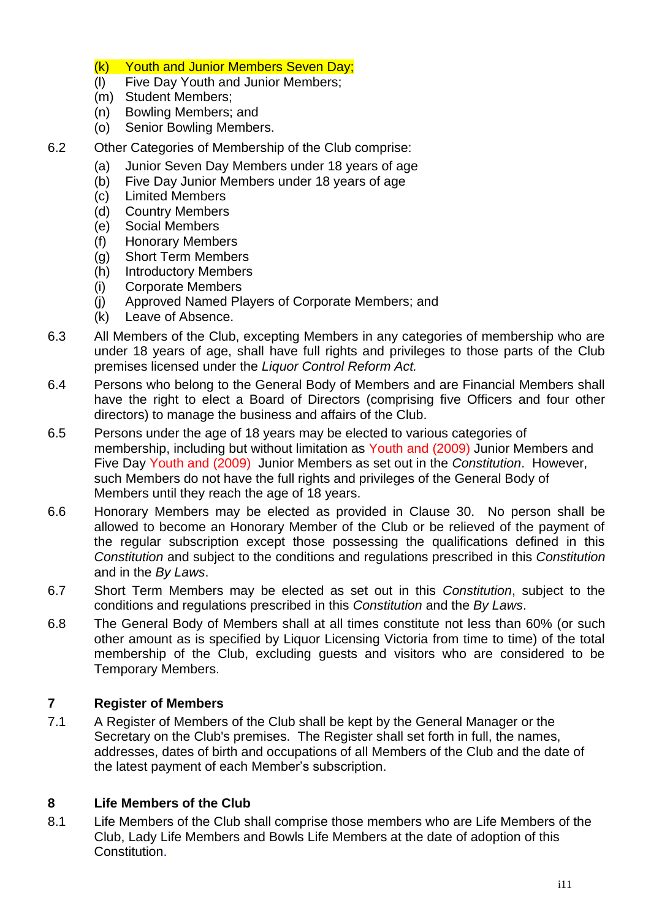(k) Youth and Junior Members Seven Day;
(l) Five Day Youth and Junior Members;
(m) Student Members;
(n) Bowling Members; and
(o) Senior Bowling Members.

6.2 Other Categories of Membership of the Club comprise:

(a) Junior Seven Day Members under 18 years of age
(b) Five Day Junior Members under 18 years of age
(c) Limited Members
(d) Country Members
(e) Social Members
(f) Honorary Members
(g) Short Term Members
(h) Introductory Members
(i) Corporate Members
(j) Approved Named Players of Corporate Members; and
(k) Leave of Absence.

6.3 All Members of the Club, excepting Members in any categories of membership who are under 18 years of age, shall have full rights and privileges to those parts of the Club premises licensed under the *Liquor Control Reform Act.*

6.4 Persons who belong to the General Body of Members and are Financial Members shall have the right to elect a Board of Directors (comprising five Officers and four other directors) to manage the business and affairs of the Club.

6.5 Persons under the age of 18 years may be elected to various categories of membership, including but without limitation as Youth and (2009) Junior Members and Five Day Youth and (2009) Junior Members as set out in the *Constitution*. However, such Members do not have the full rights and privileges of the General Body of Members until they reach the age of 18 years.

6.6 Honorary Members may be elected as provided in Clause 30. No person shall be allowed to become an Honorary Member of the Club or be relieved of the payment of the regular subscription except those possessing the qualifications defined in this *Constitution* and subject to the conditions and regulations prescribed in this *Constitution* and in the *By Laws*.

6.7 Short Term Members may be elected as set out in this *Constitution*, subject to the conditions and regulations prescribed in this *Constitution* and the *By Laws*.

6.8 The General Body of Members shall at all times constitute not less than 60% (or such other amount as is specified by Liquor Licensing Victoria from time to time) of the total membership of the Club, excluding guests and visitors who are considered to be Temporary Members.

## 7 Register of Members

7.1 A Register of Members of the Club shall be kept by the General Manager or the Secretary on the Club's premises. The Register shall set forth in full, the names, addresses, dates of birth and occupations of all Members of the Club and the date of the latest payment of each Member's subscription.

## 8 Life Members of the Club

8.1 Life Members of the Club shall comprise those members who are Life Members of the Club, Lady Life Members and Bowls Life Members at the date of adoption of this Constitution.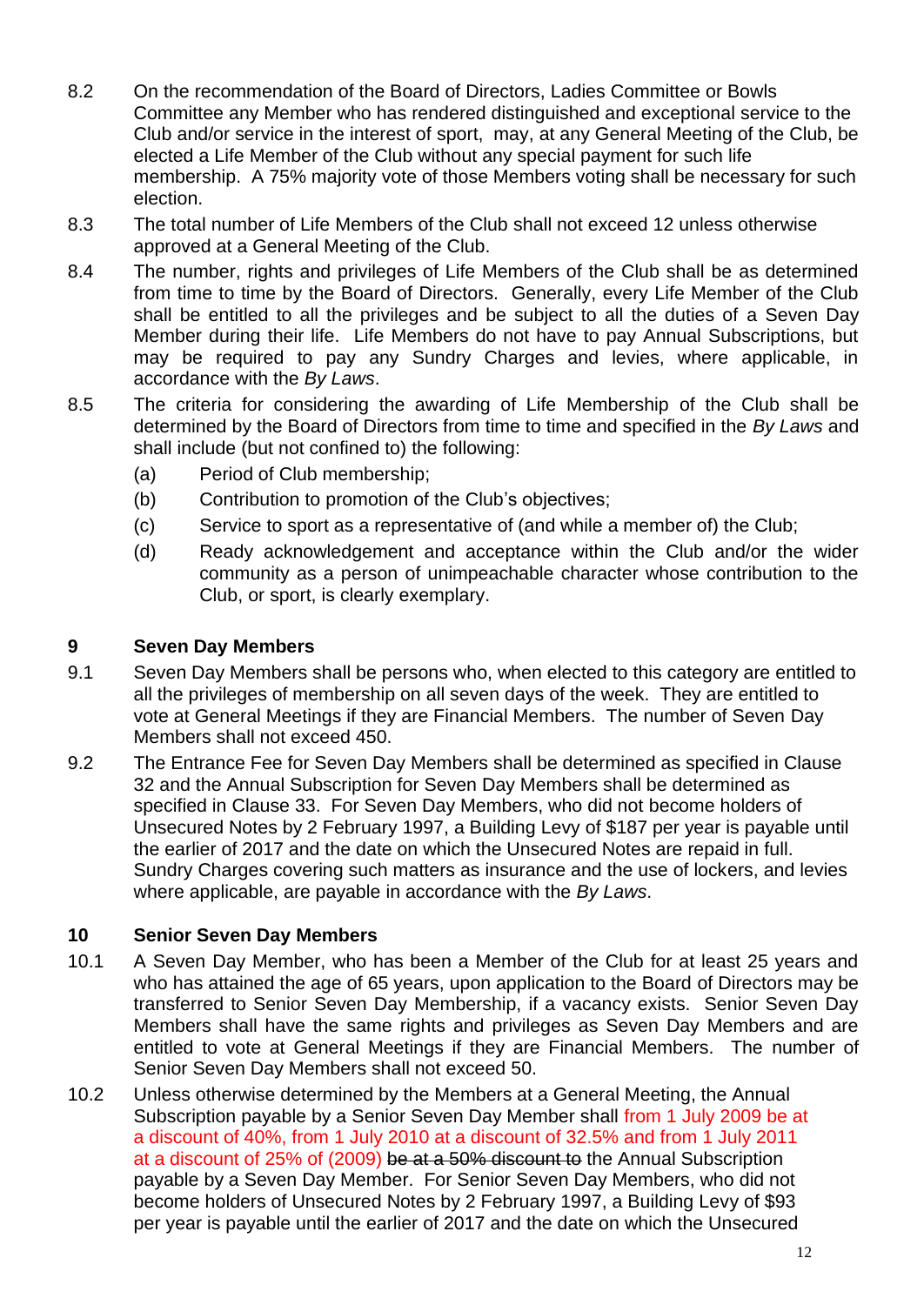8.2 On the recommendation of the Board of Directors, Ladies Committee or Bowls Committee any Member who has rendered distinguished and exceptional service to the Club and/or service in the interest of sport, may, at any General Meeting of the Club, be elected a Life Member of the Club without any special payment for such life membership. A 75% majority vote of those Members voting shall be necessary for such election.

8.3 The total number of Life Members of the Club shall not exceed 12 unless otherwise approved at a General Meeting of the Club.

8.4 The number, rights and privileges of Life Members of the Club shall be as determined from time to time by the Board of Directors. Generally, every Life Member of the Club shall be entitled to all the privileges and be subject to all the duties of a Seven Day Member during their life. Life Members do not have to pay Annual Subscriptions, but may be required to pay any Sundry Charges and levies, where applicable, in accordance with the *By Laws*.

8.5 The criteria for considering the awarding of Life Membership of the Club shall be determined by the Board of Directors from time to time and specified in the *By Laws* and shall include (but not confined to) the following:

(a) Period of Club membership;

(b) Contribution to promotion of the Club's objectives;

(c) Service to sport as a representative of (and while a member of) the Club;

(d) Ready acknowledgement and acceptance within the Club and/or the wider community as a person of unimpeachable character whose contribution to the Club, or sport, is clearly exemplary.

## 9 Seven Day Members

9.1 Seven Day Members shall be persons who, when elected to this category are entitled to all the privileges of membership on all seven days of the week. They are entitled to vote at General Meetings if they are Financial Members. The number of Seven Day Members shall not exceed 450.

9.2 The Entrance Fee for Seven Day Members shall be determined as specified in Clause 32 and the Annual Subscription for Seven Day Members shall be determined as specified in Clause 33. For Seven Day Members, who did not become holders of Unsecured Notes by 2 February 1997, a Building Levy of $187 per year is payable until the earlier of 2017 and the date on which the Unsecured Notes are repaid in full. Sundry Charges covering such matters as insurance and the use of lockers, and levies where applicable, are payable in accordance with the *By Laws*.

## 10 Senior Seven Day Members

10.1 A Seven Day Member, who has been a Member of the Club for at least 25 years and who has attained the age of 65 years, upon application to the Board of Directors may be transferred to Senior Seven Day Membership, if a vacancy exists. Senior Seven Day Members shall have the same rights and privileges as Seven Day Members and are entitled to vote at General Meetings if they are Financial Members. The number of Senior Seven Day Members shall not exceed 50.

10.2 Unless otherwise determined by the Members at a General Meeting, the Annual Subscription payable by a Senior Seven Day Member shall from 1 July 2009 be at a discount of 40%, from 1 July 2010 at a discount of 32.5% and from 1 July 2011 at a discount of 25% of (2009) ~~be at a 50% discount to~~ the Annual Subscription payable by a Seven Day Member. For Senior Seven Day Members, who did not become holders of Unsecured Notes by 2 February 1997, a Building Levy of $93 per year is payable until the earlier of 2017 and the date on which the Unsecured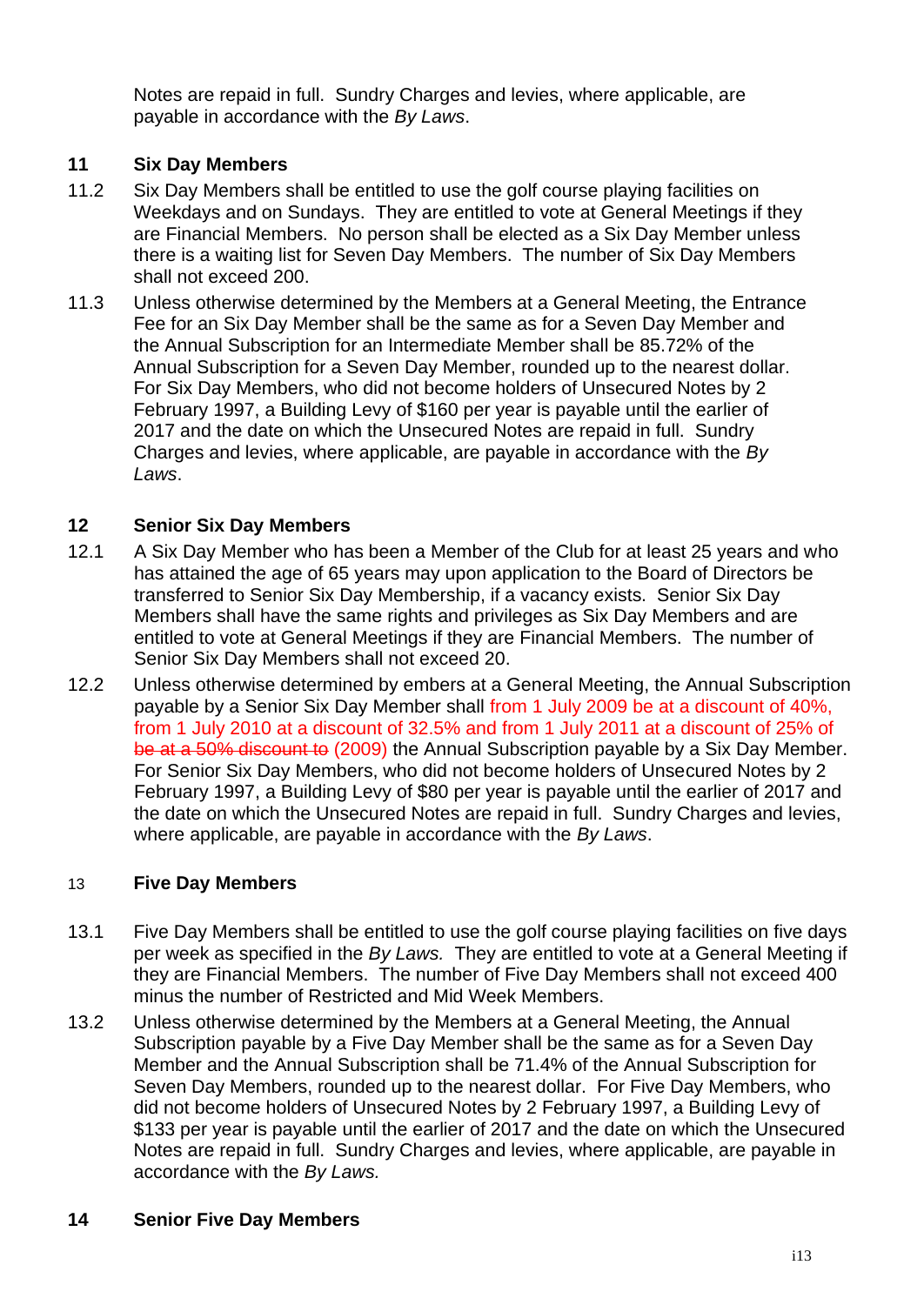Notes are repaid in full. Sundry Charges and levies, where applicable, are payable in accordance with the *By Laws*.

## 11 Six Day Members

11.2 Six Day Members shall be entitled to use the golf course playing facilities on Weekdays and on Sundays. They are entitled to vote at General Meetings if they are Financial Members. No person shall be elected as a Six Day Member unless there is a waiting list for Seven Day Members. The number of Six Day Members shall not exceed 200.

11.3 Unless otherwise determined by the Members at a General Meeting, the Entrance Fee for an Six Day Member shall be the same as for a Seven Day Member and the Annual Subscription for an Intermediate Member shall be 85.72% of the Annual Subscription for a Seven Day Member, rounded up to the nearest dollar. For Six Day Members, who did not become holders of Unsecured Notes by 2 February 1997, a Building Levy of $160 per year is payable until the earlier of 2017 and the date on which the Unsecured Notes are repaid in full. Sundry Charges and levies, where applicable, are payable in accordance with the *By Laws*.

## 12 Senior Six Day Members

12.1 A Six Day Member who has been a Member of the Club for at least 25 years and who has attained the age of 65 years may upon application to the Board of Directors be transferred to Senior Six Day Membership, if a vacancy exists. Senior Six Day Members shall have the same rights and privileges as Six Day Members and are entitled to vote at General Meetings if they are Financial Members. The number of Senior Six Day Members shall not exceed 20.

12.2 Unless otherwise determined by embers at a General Meeting, the Annual Subscription payable by a Senior Six Day Member shall from 1 July 2009 be at a discount of 40%, from 1 July 2010 at a discount of 32.5% and from 1 July 2011 at a discount of 25% of ~~be at a 50% discount to~~ (2009) the Annual Subscription payable by a Six Day Member. For Senior Six Day Members, who did not become holders of Unsecured Notes by 2 February 1997, a Building Levy of $80 per year is payable until the earlier of 2017 and the date on which the Unsecured Notes are repaid in full. Sundry Charges and levies, where applicable, are payable in accordance with the *By Laws*.

## 13 Five Day Members

13.1 Five Day Members shall be entitled to use the golf course playing facilities on five days per week as specified in the *By Laws.* They are entitled to vote at a General Meeting if they are Financial Members. The number of Five Day Members shall not exceed 400 minus the number of Restricted and Mid Week Members.

13.2 Unless otherwise determined by the Members at a General Meeting, the Annual Subscription payable by a Five Day Member shall be the same as for a Seven Day Member and the Annual Subscription shall be 71.4% of the Annual Subscription for Seven Day Members, rounded up to the nearest dollar. For Five Day Members, who did not become holders of Unsecured Notes by 2 February 1997, a Building Levy of $133 per year is payable until the earlier of 2017 and the date on which the Unsecured Notes are repaid in full. Sundry Charges and levies, where applicable, are payable in accordance with the *By Laws.*

## 14 Senior Five Day Members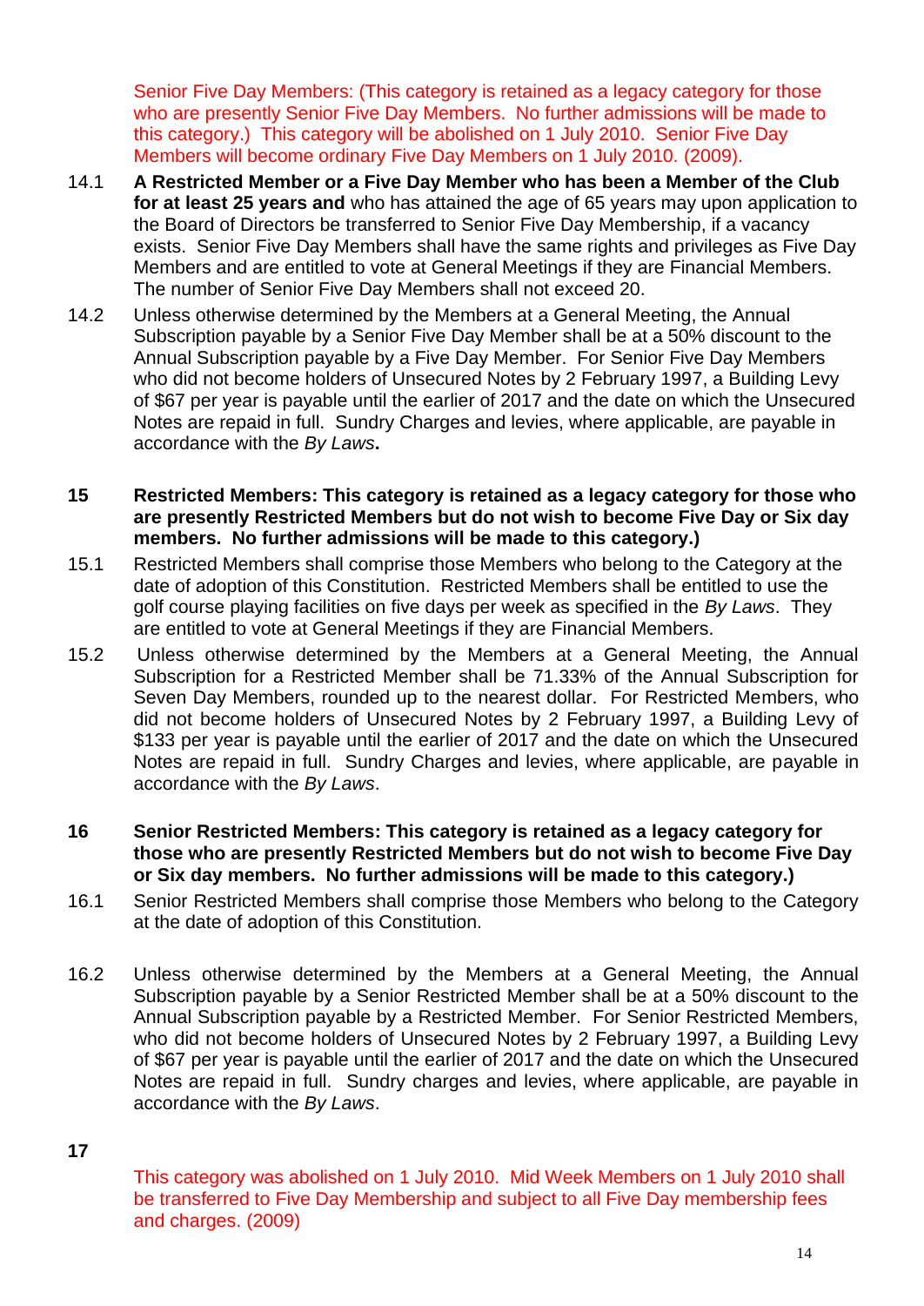Senior Five Day Members: (This category is retained as a legacy category for those who are presently Senior Five Day Members. No further admissions will be made to this category.) This category will be abolished on 1 July 2010. Senior Five Day Members will become ordinary Five Day Members on 1 July 2010. (2009).

14.1 **A Restricted Member or a Five Day Member who has been a Member of the Club for at least 25 years and** who has attained the age of 65 years may upon application to the Board of Directors be transferred to Senior Five Day Membership, if a vacancy exists. Senior Five Day Members shall have the same rights and privileges as Five Day Members and are entitled to vote at General Meetings if they are Financial Members. The number of Senior Five Day Members shall not exceed 20.

14.2 Unless otherwise determined by the Members at a General Meeting, the Annual Subscription payable by a Senior Five Day Member shall be at a 50% discount to the Annual Subscription payable by a Five Day Member. For Senior Five Day Members who did not become holders of Unsecured Notes by 2 February 1997, a Building Levy of $67 per year is payable until the earlier of 2017 and the date on which the Unsecured Notes are repaid in full. Sundry Charges and levies, where applicable, are payable in accordance with the *By Laws*.

**15 Restricted Members: This category is retained as a legacy category for those who are presently Restricted Members but do not wish to become Five Day or Six day members. No further admissions will be made to this category.)**

15.1 Restricted Members shall comprise those Members who belong to the Category at the date of adoption of this Constitution. Restricted Members shall be entitled to use the golf course playing facilities on five days per week as specified in the *By Laws*. They are entitled to vote at General Meetings if they are Financial Members.

15.2 Unless otherwise determined by the Members at a General Meeting, the Annual Subscription for a Restricted Member shall be 71.33% of the Annual Subscription for Seven Day Members, rounded up to the nearest dollar. For Restricted Members, who did not become holders of Unsecured Notes by 2 February 1997, a Building Levy of $133 per year is payable until the earlier of 2017 and the date on which the Unsecured Notes are repaid in full. Sundry Charges and levies, where applicable, are payable in accordance with the *By Laws*.

**16 Senior Restricted Members: This category is retained as a legacy category for those who are presently Restricted Members but do not wish to become Five Day or Six day members. No further admissions will be made to this category.)**

16.1 Senior Restricted Members shall comprise those Members who belong to the Category at the date of adoption of this Constitution.

16.2 Unless otherwise determined by the Members at a General Meeting, the Annual Subscription payable by a Senior Restricted Member shall be at a 50% discount to the Annual Subscription payable by a Restricted Member. For Senior Restricted Members, who did not become holders of Unsecured Notes by 2 February 1997, a Building Levy of $67 per year is payable until the earlier of 2017 and the date on which the Unsecured Notes are repaid in full. Sundry charges and levies, where applicable, are payable in accordance with the *By Laws*.

**17**

This category was abolished on 1 July 2010. Mid Week Members on 1 July 2010 shall be transferred to Five Day Membership and subject to all Five Day membership fees and charges. (2009)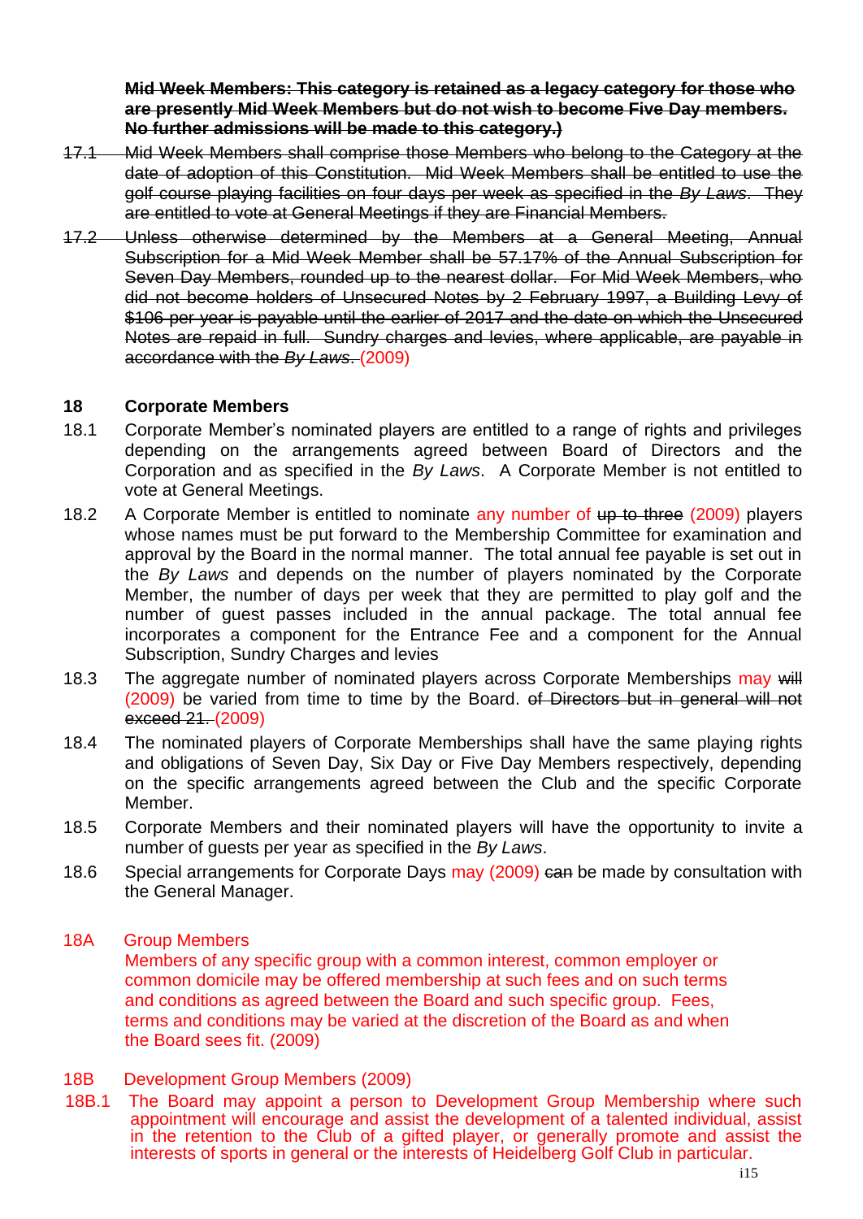~~**Mid Week Members: This category is retained as a legacy category for those who are presently Mid Week Members but do not wish to become Five Day members. No further admissions will be made to this category.)**~~

~~17.1 Mid Week Members shall comprise those Members who belong to the Category at the date of adoption of this Constitution. Mid Week Members shall be entitled to use the golf course playing facilities on four days per week as specified in the *By Laws*. They are entitled to vote at General Meetings if they are Financial Members.~~

~~17.2 Unless otherwise determined by the Members at a General Meeting, Annual Subscription for a Mid Week Member shall be 57.17% of the Annual Subscription for Seven Day Members, rounded up to the nearest dollar. For Mid Week Members, who did not become holders of Unsecured Notes by 2 February 1997, a Building Levy of $106 per year is payable until the earlier of 2017 and the date on which the Unsecured Notes are repaid in full. Sundry charges and levies, where applicable, are payable in accordance with the *By Laws*.~~ (2009)

## 18 Corporate Members

18.1 Corporate Member's nominated players are entitled to a range of rights and privileges depending on the arrangements agreed between Board of Directors and the Corporation and as specified in the *By Laws*. A Corporate Member is not entitled to vote at General Meetings.

18.2 A Corporate Member is entitled to nominate any number of ~~up to three~~ (2009) players whose names must be put forward to the Membership Committee for examination and approval by the Board in the normal manner. The total annual fee payable is set out in the *By Laws* and depends on the number of players nominated by the Corporate Member, the number of days per week that they are permitted to play golf and the number of guest passes included in the annual package. The total annual fee incorporates a component for the Entrance Fee and a component for the Annual Subscription, Sundry Charges and levies

18.3 The aggregate number of nominated players across Corporate Memberships may ~~will~~ (2009) be varied from time to time by the Board. ~~of Directors but in general will not exceed 21.~~ (2009)

18.4 The nominated players of Corporate Memberships shall have the same playing rights and obligations of Seven Day, Six Day or Five Day Members respectively, depending on the specific arrangements agreed between the Club and the specific Corporate Member.

18.5 Corporate Members and their nominated players will have the opportunity to invite a number of guests per year as specified in the *By Laws*.

18.6 Special arrangements for Corporate Days may (2009) ~~can~~ be made by consultation with the General Manager.

## 18A Group Members

Members of any specific group with a common interest, common employer or common domicile may be offered membership at such fees and on such terms and conditions as agreed between the Board and such specific group. Fees, terms and conditions may be varied at the discretion of the Board as and when the Board sees fit. (2009)

## 18B Development Group Members (2009)

18B.1 The Board may appoint a person to Development Group Membership where such appointment will encourage and assist the development of a talented individual, assist in the retention to the Club of a gifted player, or generally promote and assist the interests of sports in general or the interests of Heidelberg Golf Club in particular.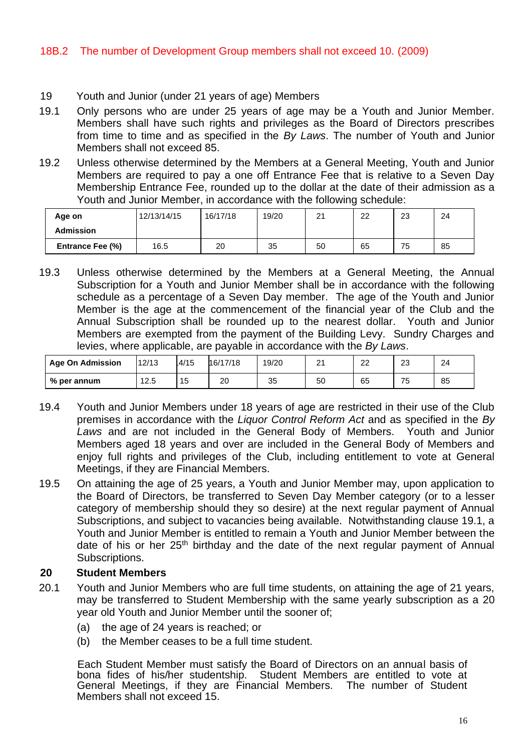18B.2 The number of Development Group members shall not exceed 10. (2009)

19 Youth and Junior (under 21 years of age) Members

19.1 Only persons who are under 25 years of age may be a Youth and Junior Member. Members shall have such rights and privileges as the Board of Directors prescribes from time to time and as specified in the *By Laws*. The number of Youth and Junior Members shall not exceed 85.

19.2 Unless otherwise determined by the Members at a General Meeting, Youth and Junior Members are required to pay a one off Entrance Fee that is relative to a Seven Day Membership Entrance Fee, rounded up to the dollar at the date of their admission as a Youth and Junior Member, in accordance with the following schedule:

| **Age on Admission** | 12/13/14/15 | 16/17/18 | 19/20 | 21 | 22 | 23 | 24 |
|---|---|---|---|---|---|---|---|
| **Entrance Fee (%)** | 16.5 | 20 | 35 | 50 | 65 | 75 | 85 |

19.3 Unless otherwise determined by the Members at a General Meeting, the Annual Subscription for a Youth and Junior Member shall be in accordance with the following schedule as a percentage of a Seven Day member. The age of the Youth and Junior Member is the age at the commencement of the financial year of the Club and the Annual Subscription shall be rounded up to the nearest dollar. Youth and Junior Members are exempted from the payment of the Building Levy. Sundry Charges and levies, where applicable, are payable in accordance with the *By Laws*.

| **Age On Admission** | 12/13 | 14/15 | 16/17/18 | 19/20 | 21 | 22 | 23 | 24 |
|---|---|---|---|---|---|---|---|---|
| **% per annum** | 12.5 | 15 | 20 | 35 | 50 | 65 | 75 | 85 |

19.4 Youth and Junior Members under 18 years of age are restricted in their use of the Club premises in accordance with the *Liquor Control Reform Act* and as specified in the *By Laws* and are not included in the General Body of Members. Youth and Junior Members aged 18 years and over are included in the General Body of Members and enjoy full rights and privileges of the Club, including entitlement to vote at General Meetings, if they are Financial Members.

19.5 On attaining the age of 25 years, a Youth and Junior Member may, upon application to the Board of Directors, be transferred to Seven Day Member category (or to a lesser category of membership should they so desire) at the next regular payment of Annual Subscriptions, and subject to vacancies being available. Notwithstanding clause 19.1, a Youth and Junior Member is entitled to remain a Youth and Junior Member between the date of his or her 25th birthday and the date of the next regular payment of Annual Subscriptions.

**20 Student Members**

20.1 Youth and Junior Members who are full time students, on attaining the age of 21 years, may be transferred to Student Membership with the same yearly subscription as a 20 year old Youth and Junior Member until the sooner of;

(a) the age of 24 years is reached; or

(b) the Member ceases to be a full time student.

Each Student Member must satisfy the Board of Directors on an annual basis of bona fides of his/her studentship. Student Members are entitled to vote at General Meetings, if they are Financial Members. The number of Student Members shall not exceed 15.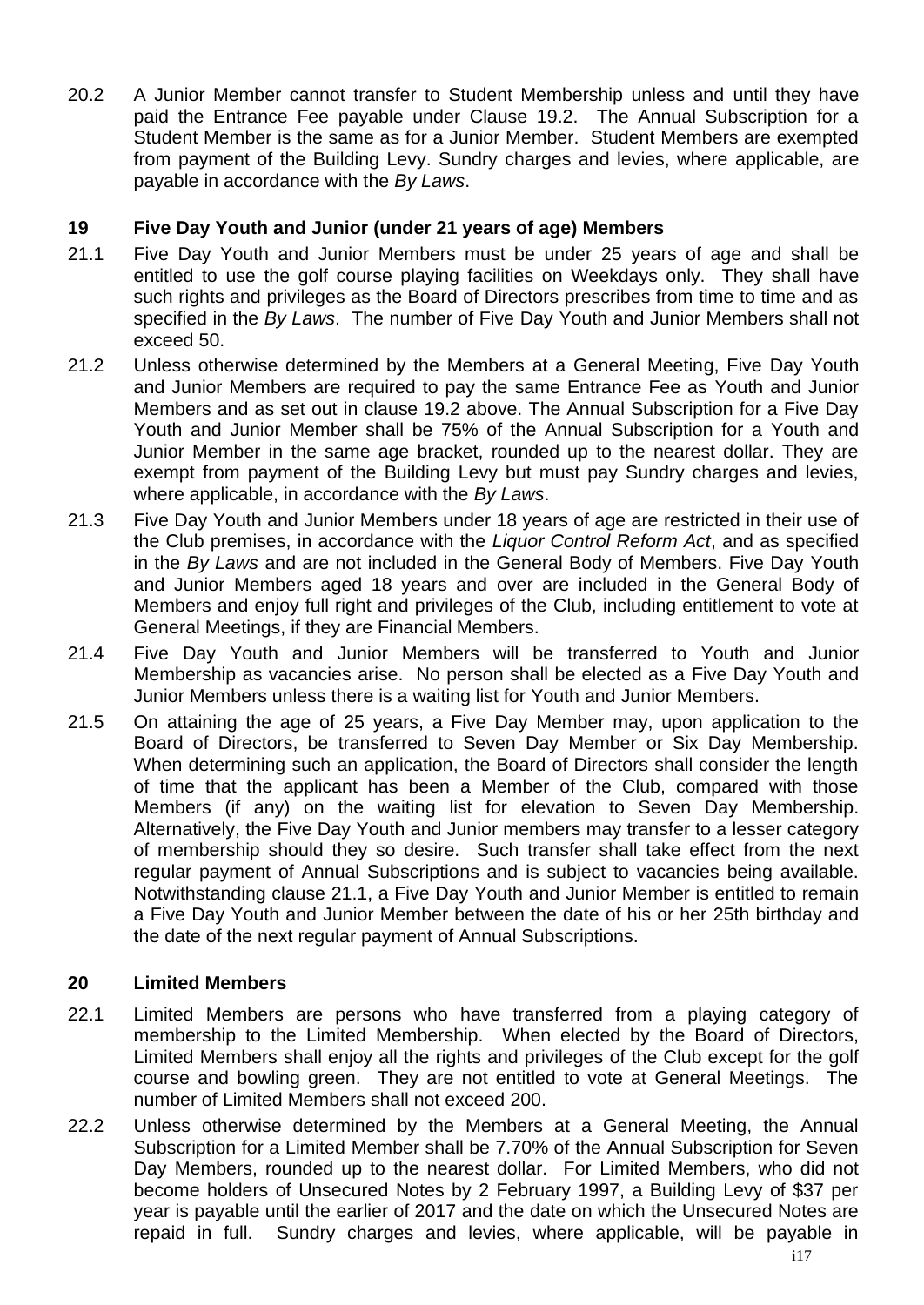20.2 A Junior Member cannot transfer to Student Membership unless and until they have paid the Entrance Fee payable under Clause 19.2. The Annual Subscription for a Student Member is the same as for a Junior Member. Student Members are exempted from payment of the Building Levy. Sundry charges and levies, where applicable, are payable in accordance with the *By Laws*.

## 19 Five Day Youth and Junior (under 21 years of age) Members

21.1 Five Day Youth and Junior Members must be under 25 years of age and shall be entitled to use the golf course playing facilities on Weekdays only. They shall have such rights and privileges as the Board of Directors prescribes from time to time and as specified in the *By Laws*. The number of Five Day Youth and Junior Members shall not exceed 50.

21.2 Unless otherwise determined by the Members at a General Meeting, Five Day Youth and Junior Members are required to pay the same Entrance Fee as Youth and Junior Members and as set out in clause 19.2 above. The Annual Subscription for a Five Day Youth and Junior Member shall be 75% of the Annual Subscription for a Youth and Junior Member in the same age bracket, rounded up to the nearest dollar. They are exempt from payment of the Building Levy but must pay Sundry charges and levies, where applicable, in accordance with the *By Laws*.

21.3 Five Day Youth and Junior Members under 18 years of age are restricted in their use of the Club premises, in accordance with the *Liquor Control Reform Act*, and as specified in the *By Laws* and are not included in the General Body of Members. Five Day Youth and Junior Members aged 18 years and over are included in the General Body of Members and enjoy full right and privileges of the Club, including entitlement to vote at General Meetings, if they are Financial Members.

21.4 Five Day Youth and Junior Members will be transferred to Youth and Junior Membership as vacancies arise. No person shall be elected as a Five Day Youth and Junior Members unless there is a waiting list for Youth and Junior Members.

21.5 On attaining the age of 25 years, a Five Day Member may, upon application to the Board of Directors, be transferred to Seven Day Member or Six Day Membership. When determining such an application, the Board of Directors shall consider the length of time that the applicant has been a Member of the Club, compared with those Members (if any) on the waiting list for elevation to Seven Day Membership. Alternatively, the Five Day Youth and Junior members may transfer to a lesser category of membership should they so desire. Such transfer shall take effect from the next regular payment of Annual Subscriptions and is subject to vacancies being available. Notwithstanding clause 21.1, a Five Day Youth and Junior Member is entitled to remain a Five Day Youth and Junior Member between the date of his or her 25th birthday and the date of the next regular payment of Annual Subscriptions.

## 20 Limited Members

22.1 Limited Members are persons who have transferred from a playing category of membership to the Limited Membership. When elected by the Board of Directors, Limited Members shall enjoy all the rights and privileges of the Club except for the golf course and bowling green. They are not entitled to vote at General Meetings. The number of Limited Members shall not exceed 200.

22.2 Unless otherwise determined by the Members at a General Meeting, the Annual Subscription for a Limited Member shall be 7.70% of the Annual Subscription for Seven Day Members, rounded up to the nearest dollar. For Limited Members, who did not become holders of Unsecured Notes by 2 February 1997, a Building Levy of $37 per year is payable until the earlier of 2017 and the date on which the Unsecured Notes are repaid in full. Sundry charges and levies, where applicable, will be payable in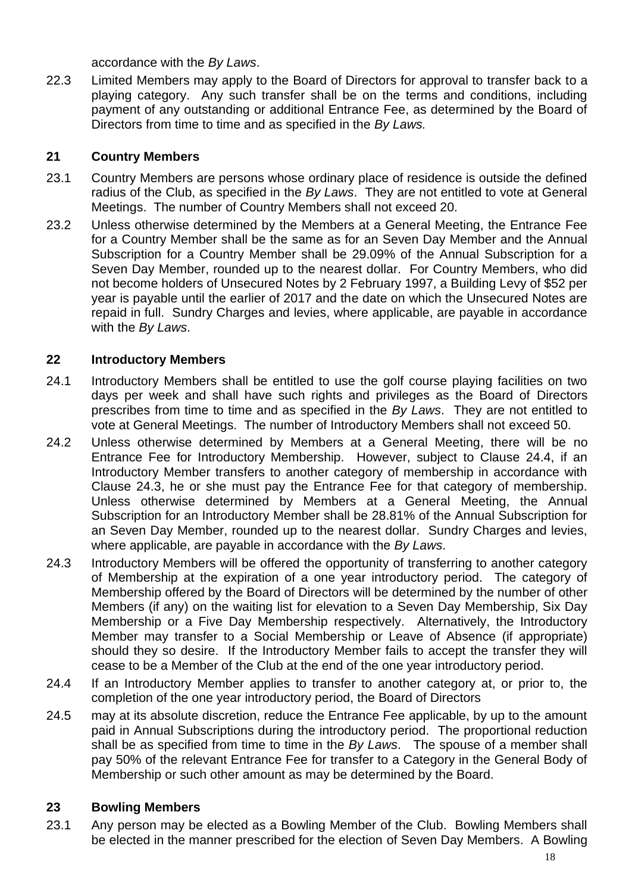accordance with the *By Laws*.

22.3 Limited Members may apply to the Board of Directors for approval to transfer back to a playing category. Any such transfer shall be on the terms and conditions, including payment of any outstanding or additional Entrance Fee, as determined by the Board of Directors from time to time and as specified in the *By Laws.*

### 21 Country Members

23.1 Country Members are persons whose ordinary place of residence is outside the defined radius of the Club, as specified in the *By Laws*. They are not entitled to vote at General Meetings. The number of Country Members shall not exceed 20.

23.2 Unless otherwise determined by the Members at a General Meeting, the Entrance Fee for a Country Member shall be the same as for an Seven Day Member and the Annual Subscription for a Country Member shall be 29.09% of the Annual Subscription for a Seven Day Member, rounded up to the nearest dollar. For Country Members, who did not become holders of Unsecured Notes by 2 February 1997, a Building Levy of $52 per year is payable until the earlier of 2017 and the date on which the Unsecured Notes are repaid in full. Sundry Charges and levies, where applicable, are payable in accordance with the *By Laws*.

### 22 Introductory Members

24.1 Introductory Members shall be entitled to use the golf course playing facilities on two days per week and shall have such rights and privileges as the Board of Directors prescribes from time to time and as specified in the *By Laws*. They are not entitled to vote at General Meetings. The number of Introductory Members shall not exceed 50.

24.2 Unless otherwise determined by Members at a General Meeting, there will be no Entrance Fee for Introductory Membership. However, subject to Clause 24.4, if an Introductory Member transfers to another category of membership in accordance with Clause 24.3, he or she must pay the Entrance Fee for that category of membership. Unless otherwise determined by Members at a General Meeting, the Annual Subscription for an Introductory Member shall be 28.81% of the Annual Subscription for an Seven Day Member, rounded up to the nearest dollar. Sundry Charges and levies, where applicable, are payable in accordance with the *By Laws*.

24.3 Introductory Members will be offered the opportunity of transferring to another category of Membership at the expiration of a one year introductory period. The category of Membership offered by the Board of Directors will be determined by the number of other Members (if any) on the waiting list for elevation to a Seven Day Membership, Six Day Membership or a Five Day Membership respectively. Alternatively, the Introductory Member may transfer to a Social Membership or Leave of Absence (if appropriate) should they so desire. If the Introductory Member fails to accept the transfer they will cease to be a Member of the Club at the end of the one year introductory period.

24.4 If an Introductory Member applies to transfer to another category at, or prior to, the completion of the one year introductory period, the Board of Directors

24.5 may at its absolute discretion, reduce the Entrance Fee applicable, by up to the amount paid in Annual Subscriptions during the introductory period. The proportional reduction shall be as specified from time to time in the *By Laws*. The spouse of a member shall pay 50% of the relevant Entrance Fee for transfer to a Category in the General Body of Membership or such other amount as may be determined by the Board.

### 23 Bowling Members

23.1 Any person may be elected as a Bowling Member of the Club. Bowling Members shall be elected in the manner prescribed for the election of Seven Day Members. A Bowling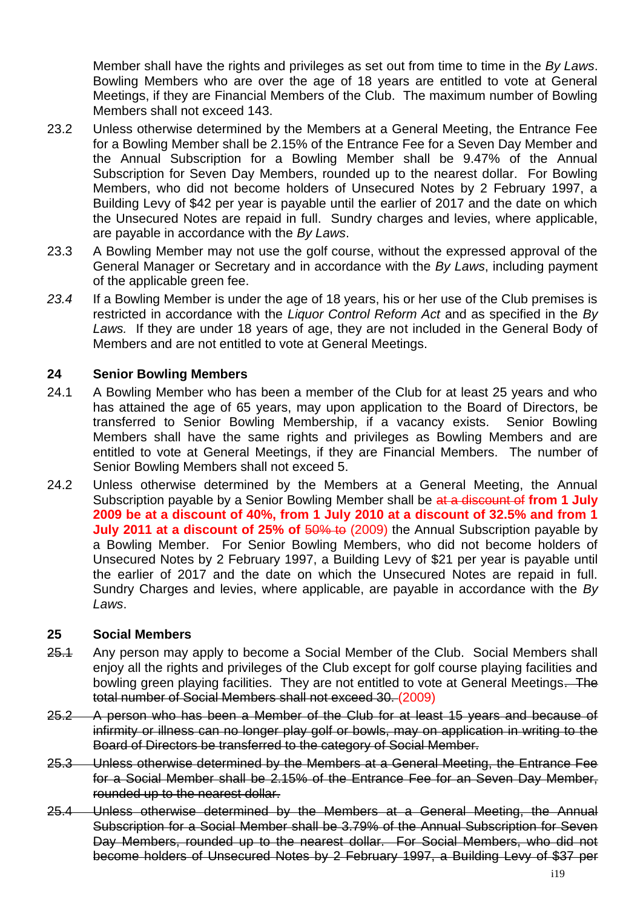Member shall have the rights and privileges as set out from time to time in the *By Laws*. Bowling Members who are over the age of 18 years are entitled to vote at General Meetings, if they are Financial Members of the Club. The maximum number of Bowling Members shall not exceed 143.

23.2 Unless otherwise determined by the Members at a General Meeting, the Entrance Fee for a Bowling Member shall be 2.15% of the Entrance Fee for a Seven Day Member and the Annual Subscription for a Bowling Member shall be 9.47% of the Annual Subscription for Seven Day Members, rounded up to the nearest dollar. For Bowling Members, who did not become holders of Unsecured Notes by 2 February 1997, a Building Levy of $42 per year is payable until the earlier of 2017 and the date on which the Unsecured Notes are repaid in full. Sundry charges and levies, where applicable, are payable in accordance with the *By Laws*.

23.3 A Bowling Member may not use the golf course, without the expressed approval of the General Manager or Secretary and in accordance with the *By Laws*, including payment of the applicable green fee.

*23.4* If a Bowling Member is under the age of 18 years, his or her use of the Club premises is restricted in accordance with the *Liquor Control Reform Act* and as specified in the *By Laws.* If they are under 18 years of age, they are not included in the General Body of Members and are not entitled to vote at General Meetings.

## 24 Senior Bowling Members

24.1 A Bowling Member who has been a member of the Club for at least 25 years and who has attained the age of 65 years, may upon application to the Board of Directors, be transferred to Senior Bowling Membership, if a vacancy exists. Senior Bowling Members shall have the same rights and privileges as Bowling Members and are entitled to vote at General Meetings, if they are Financial Members. The number of Senior Bowling Members shall not exceed 5.

24.2 Unless otherwise determined by the Members at a General Meeting, the Annual Subscription payable by a Senior Bowling Member shall be ~~at a discount of~~ **from 1 July 2009 be at a discount of 40%, from 1 July 2010 at a discount of 32.5% and from 1 July 2011 at a discount of 25% of** ~~50% to~~ (2009) the Annual Subscription payable by a Bowling Member. For Senior Bowling Members, who did not become holders of Unsecured Notes by 2 February 1997, a Building Levy of $21 per year is payable until the earlier of 2017 and the date on which the Unsecured Notes are repaid in full. Sundry Charges and levies, where applicable, are payable in accordance with the *By Laws*.

## 25 Social Members

~~25.1~~ Any person may apply to become a Social Member of the Club. Social Members shall enjoy all the rights and privileges of the Club except for golf course playing facilities and bowling green playing facilities. They are not entitled to vote at General Meetings~~. The total number of Social Members shall not exceed 30.~~ (2009)

~~25.2 A person who has been a Member of the Club for at least 15 years and because of infirmity or illness can no longer play golf or bowls, may on application in writing to the Board of Directors be transferred to the category of Social Member.~~

~~25.3 Unless otherwise determined by the Members at a General Meeting, the Entrance Fee for a Social Member shall be 2.15% of the Entrance Fee for an Seven Day Member, rounded up to the nearest dollar.~~

~~25.4 Unless otherwise determined by the Members at a General Meeting, the Annual Subscription for a Social Member shall be 3.79% of the Annual Subscription for Seven Day Members, rounded up to the nearest dollar. For Social Members, who did not become holders of Unsecured Notes by 2 February 1997, a Building Levy of $37 per~~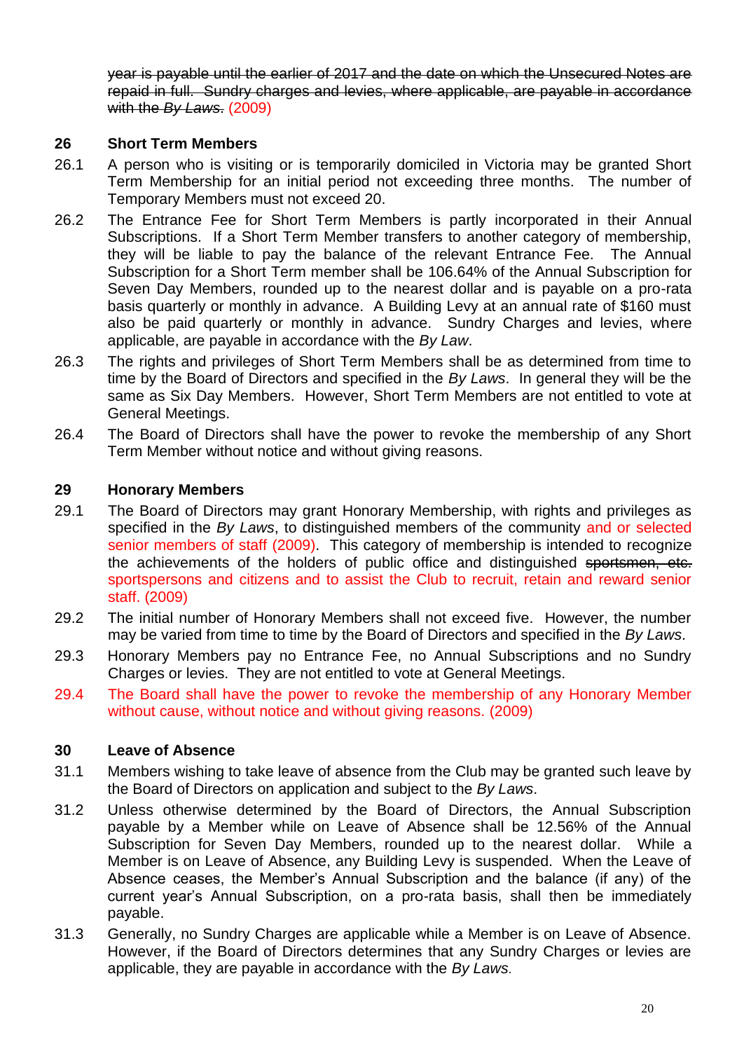~~year is payable until the earlier of 2017 and the date on which the Unsecured Notes are repaid in full. Sundry charges and levies, where applicable, are payable in accordance with the *By Laws*.~~ (2009)

## 26 Short Term Members

26.1 A person who is visiting or is temporarily domiciled in Victoria may be granted Short Term Membership for an initial period not exceeding three months. The number of Temporary Members must not exceed 20.

26.2 The Entrance Fee for Short Term Members is partly incorporated in their Annual Subscriptions. If a Short Term Member transfers to another category of membership, they will be liable to pay the balance of the relevant Entrance Fee. The Annual Subscription for a Short Term member shall be 106.64% of the Annual Subscription for Seven Day Members, rounded up to the nearest dollar and is payable on a pro-rata basis quarterly or monthly in advance. A Building Levy at an annual rate of $160 must also be paid quarterly or monthly in advance. Sundry Charges and levies, where applicable, are payable in accordance with the *By Law*.

26.3 The rights and privileges of Short Term Members shall be as determined from time to time by the Board of Directors and specified in the *By Laws*. In general they will be the same as Six Day Members. However, Short Term Members are not entitled to vote at General Meetings.

26.4 The Board of Directors shall have the power to revoke the membership of any Short Term Member without notice and without giving reasons.

## 29 Honorary Members

29.1 The Board of Directors may grant Honorary Membership, with rights and privileges as specified in the *By Laws*, to distinguished members of the community and or selected senior members of staff (2009). This category of membership is intended to recognize the achievements of the holders of public office and distinguished ~~sportsmen, etc.~~ sportspersons and citizens and to assist the Club to recruit, retain and reward senior staff. (2009)

29.2 The initial number of Honorary Members shall not exceed five. However, the number may be varied from time to time by the Board of Directors and specified in the *By Laws*.

29.3 Honorary Members pay no Entrance Fee, no Annual Subscriptions and no Sundry Charges or levies. They are not entitled to vote at General Meetings.

29.4 The Board shall have the power to revoke the membership of any Honorary Member without cause, without notice and without giving reasons. (2009)

## 30 Leave of Absence

31.1 Members wishing to take leave of absence from the Club may be granted such leave by the Board of Directors on application and subject to the *By Laws*.

31.2 Unless otherwise determined by the Board of Directors, the Annual Subscription payable by a Member while on Leave of Absence shall be 12.56% of the Annual Subscription for Seven Day Members, rounded up to the nearest dollar. While a Member is on Leave of Absence, any Building Levy is suspended. When the Leave of Absence ceases, the Member's Annual Subscription and the balance (if any) of the current year's Annual Subscription, on a pro-rata basis, shall then be immediately payable.

31.3 Generally, no Sundry Charges are applicable while a Member is on Leave of Absence. However, if the Board of Directors determines that any Sundry Charges or levies are applicable, they are payable in accordance with the *By Laws*.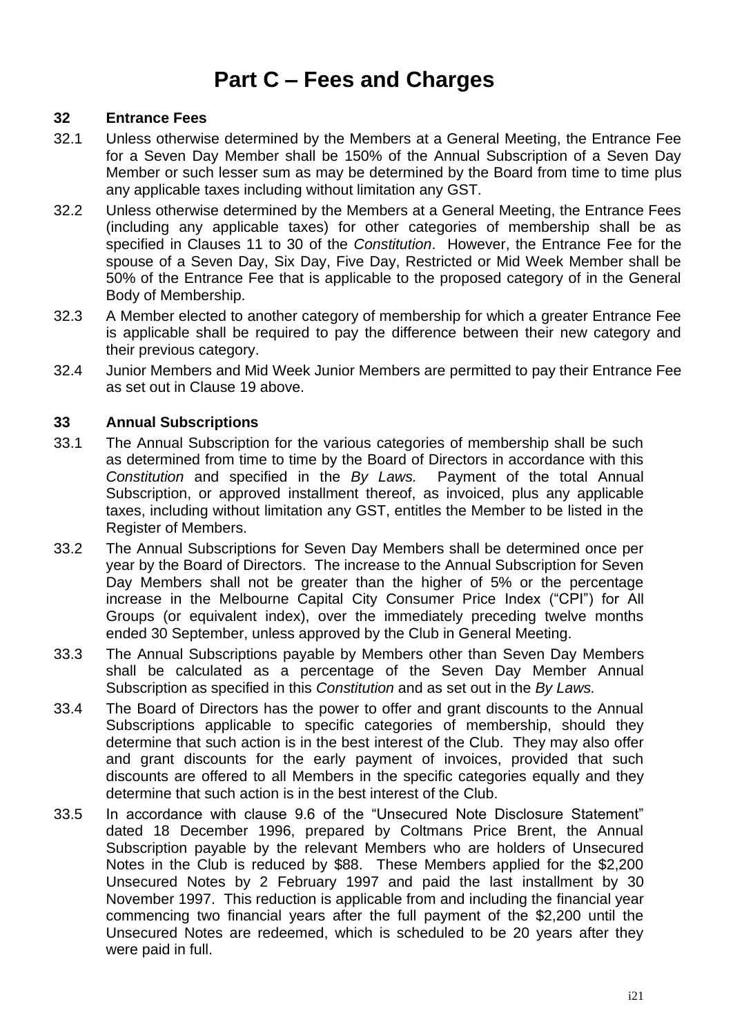# Part C – Fees and Charges

## 32 Entrance Fees

32.1 Unless otherwise determined by the Members at a General Meeting, the Entrance Fee for a Seven Day Member shall be 150% of the Annual Subscription of a Seven Day Member or such lesser sum as may be determined by the Board from time to time plus any applicable taxes including without limitation any GST.

32.2 Unless otherwise determined by the Members at a General Meeting, the Entrance Fees (including any applicable taxes) for other categories of membership shall be as specified in Clauses 11 to 30 of the *Constitution*. However, the Entrance Fee for the spouse of a Seven Day, Six Day, Five Day, Restricted or Mid Week Member shall be 50% of the Entrance Fee that is applicable to the proposed category of in the General Body of Membership.

32.3 A Member elected to another category of membership for which a greater Entrance Fee is applicable shall be required to pay the difference between their new category and their previous category.

32.4 Junior Members and Mid Week Junior Members are permitted to pay their Entrance Fee as set out in Clause 19 above.

## 33 Annual Subscriptions

33.1 The Annual Subscription for the various categories of membership shall be such as determined from time to time by the Board of Directors in accordance with this *Constitution* and specified in the *By Laws.* Payment of the total Annual Subscription, or approved installment thereof, as invoiced, plus any applicable taxes, including without limitation any GST, entitles the Member to be listed in the Register of Members.

33.2 The Annual Subscriptions for Seven Day Members shall be determined once per year by the Board of Directors. The increase to the Annual Subscription for Seven Day Members shall not be greater than the higher of 5% or the percentage increase in the Melbourne Capital City Consumer Price Index ("CPI") for All Groups (or equivalent index), over the immediately preceding twelve months ended 30 September, unless approved by the Club in General Meeting.

33.3 The Annual Subscriptions payable by Members other than Seven Day Members shall be calculated as a percentage of the Seven Day Member Annual Subscription as specified in this *Constitution* and as set out in the *By Laws.*

33.4 The Board of Directors has the power to offer and grant discounts to the Annual Subscriptions applicable to specific categories of membership, should they determine that such action is in the best interest of the Club. They may also offer and grant discounts for the early payment of invoices, provided that such discounts are offered to all Members in the specific categories equally and they determine that such action is in the best interest of the Club.

33.5 In accordance with clause 9.6 of the "Unsecured Note Disclosure Statement" dated 18 December 1996, prepared by Coltmans Price Brent, the Annual Subscription payable by the relevant Members who are holders of Unsecured Notes in the Club is reduced by $88. These Members applied for the $2,200 Unsecured Notes by 2 February 1997 and paid the last installment by 30 November 1997. This reduction is applicable from and including the financial year commencing two financial years after the full payment of the $2,200 until the Unsecured Notes are redeemed, which is scheduled to be 20 years after they were paid in full.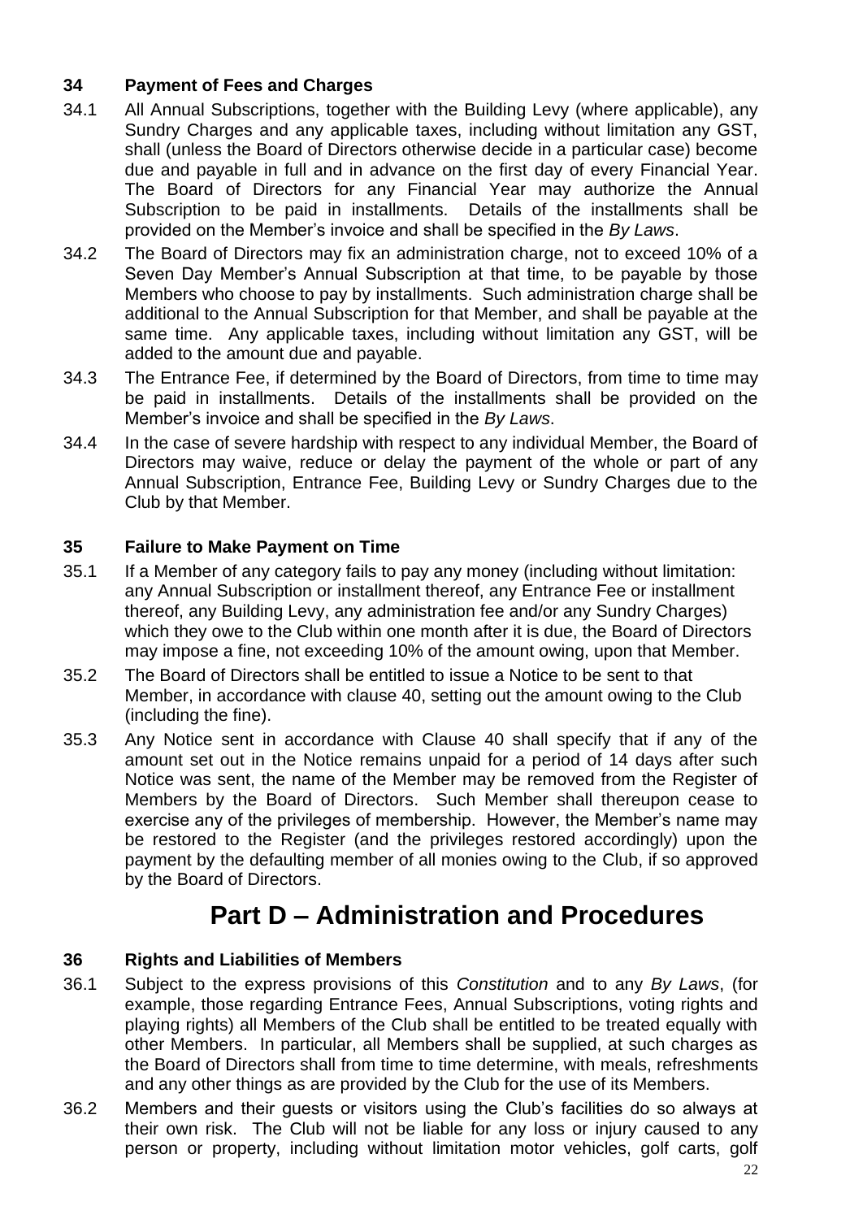### 34 Payment of Fees and Charges

34.1 All Annual Subscriptions, together with the Building Levy (where applicable), any Sundry Charges and any applicable taxes, including without limitation any GST, shall (unless the Board of Directors otherwise decide in a particular case) become due and payable in full and in advance on the first day of every Financial Year. The Board of Directors for any Financial Year may authorize the Annual Subscription to be paid in installments. Details of the installments shall be provided on the Member's invoice and shall be specified in the *By Laws*.

34.2 The Board of Directors may fix an administration charge, not to exceed 10% of a Seven Day Member's Annual Subscription at that time, to be payable by those Members who choose to pay by installments. Such administration charge shall be additional to the Annual Subscription for that Member, and shall be payable at the same time. Any applicable taxes, including without limitation any GST, will be added to the amount due and payable.

34.3 The Entrance Fee, if determined by the Board of Directors, from time to time may be paid in installments. Details of the installments shall be provided on the Member's invoice and shall be specified in the *By Laws*.

34.4 In the case of severe hardship with respect to any individual Member, the Board of Directors may waive, reduce or delay the payment of the whole or part of any Annual Subscription, Entrance Fee, Building Levy or Sundry Charges due to the Club by that Member.

### 35 Failure to Make Payment on Time

35.1 If a Member of any category fails to pay any money (including without limitation: any Annual Subscription or installment thereof, any Entrance Fee or installment thereof, any Building Levy, any administration fee and/or any Sundry Charges) which they owe to the Club within one month after it is due, the Board of Directors may impose a fine, not exceeding 10% of the amount owing, upon that Member.

35.2 The Board of Directors shall be entitled to issue a Notice to be sent to that Member, in accordance with clause 40, setting out the amount owing to the Club (including the fine).

35.3 Any Notice sent in accordance with Clause 40 shall specify that if any of the amount set out in the Notice remains unpaid for a period of 14 days after such Notice was sent, the name of the Member may be removed from the Register of Members by the Board of Directors. Such Member shall thereupon cease to exercise any of the privileges of membership. However, the Member's name may be restored to the Register (and the privileges restored accordingly) upon the payment by the defaulting member of all monies owing to the Club, if so approved by the Board of Directors.

# Part D – Administration and Procedures

### 36 Rights and Liabilities of Members

36.1 Subject to the express provisions of this *Constitution* and to any *By Laws*, (for example, those regarding Entrance Fees, Annual Subscriptions, voting rights and playing rights) all Members of the Club shall be entitled to be treated equally with other Members. In particular, all Members shall be supplied, at such charges as the Board of Directors shall from time to time determine, with meals, refreshments and any other things as are provided by the Club for the use of its Members.

36.2 Members and their guests or visitors using the Club's facilities do so always at their own risk. The Club will not be liable for any loss or injury caused to any person or property, including without limitation motor vehicles, golf carts, golf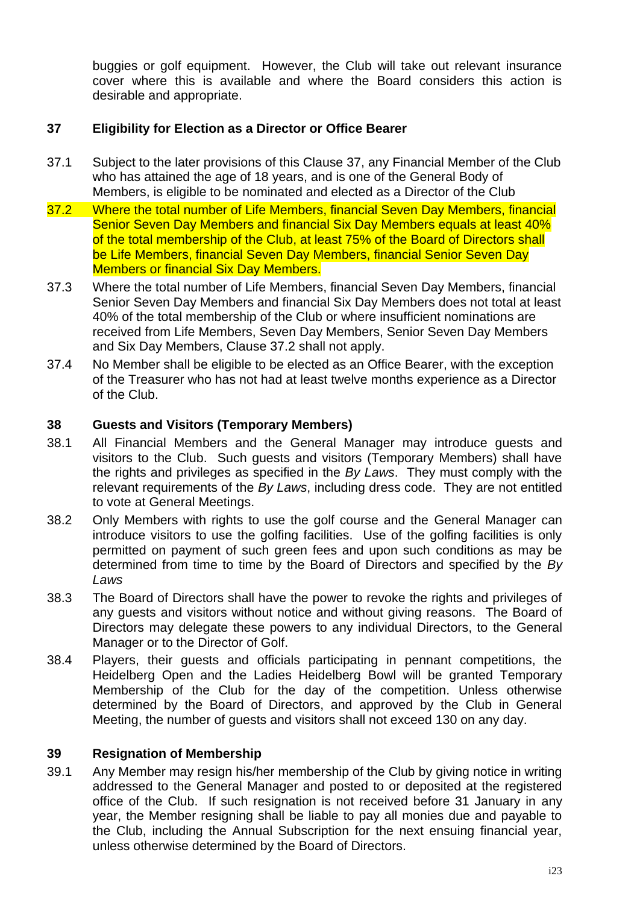buggies or golf equipment. However, the Club will take out relevant insurance cover where this is available and where the Board considers this action is desirable and appropriate.

## 37 Eligibility for Election as a Director or Office Bearer

37.1 Subject to the later provisions of this Clause 37, any Financial Member of the Club who has attained the age of 18 years, and is one of the General Body of Members, is eligible to be nominated and elected as a Director of the Club

37.2 Where the total number of Life Members, financial Seven Day Members, financial Senior Seven Day Members and financial Six Day Members equals at least 40% of the total membership of the Club, at least 75% of the Board of Directors shall be Life Members, financial Seven Day Members, financial Senior Seven Day Members or financial Six Day Members.

37.3 Where the total number of Life Members, financial Seven Day Members, financial Senior Seven Day Members and financial Six Day Members does not total at least 40% of the total membership of the Club or where insufficient nominations are received from Life Members, Seven Day Members, Senior Seven Day Members and Six Day Members, Clause 37.2 shall not apply.

37.4 No Member shall be eligible to be elected as an Office Bearer, with the exception of the Treasurer who has not had at least twelve months experience as a Director of the Club.

## 38 Guests and Visitors (Temporary Members)

38.1 All Financial Members and the General Manager may introduce guests and visitors to the Club. Such guests and visitors (Temporary Members) shall have the rights and privileges as specified in the *By Laws*. They must comply with the relevant requirements of the *By Laws*, including dress code. They are not entitled to vote at General Meetings.

38.2 Only Members with rights to use the golf course and the General Manager can introduce visitors to use the golfing facilities. Use of the golfing facilities is only permitted on payment of such green fees and upon such conditions as may be determined from time to time by the Board of Directors and specified by the *By Laws*

38.3 The Board of Directors shall have the power to revoke the rights and privileges of any guests and visitors without notice and without giving reasons. The Board of Directors may delegate these powers to any individual Directors, to the General Manager or to the Director of Golf.

38.4 Players, their guests and officials participating in pennant competitions, the Heidelberg Open and the Ladies Heidelberg Bowl will be granted Temporary Membership of the Club for the day of the competition. Unless otherwise determined by the Board of Directors, and approved by the Club in General Meeting, the number of guests and visitors shall not exceed 130 on any day.

## 39 Resignation of Membership

39.1 Any Member may resign his/her membership of the Club by giving notice in writing addressed to the General Manager and posted to or deposited at the registered office of the Club. If such resignation is not received before 31 January in any year, the Member resigning shall be liable to pay all monies due and payable to the Club, including the Annual Subscription for the next ensuing financial year, unless otherwise determined by the Board of Directors.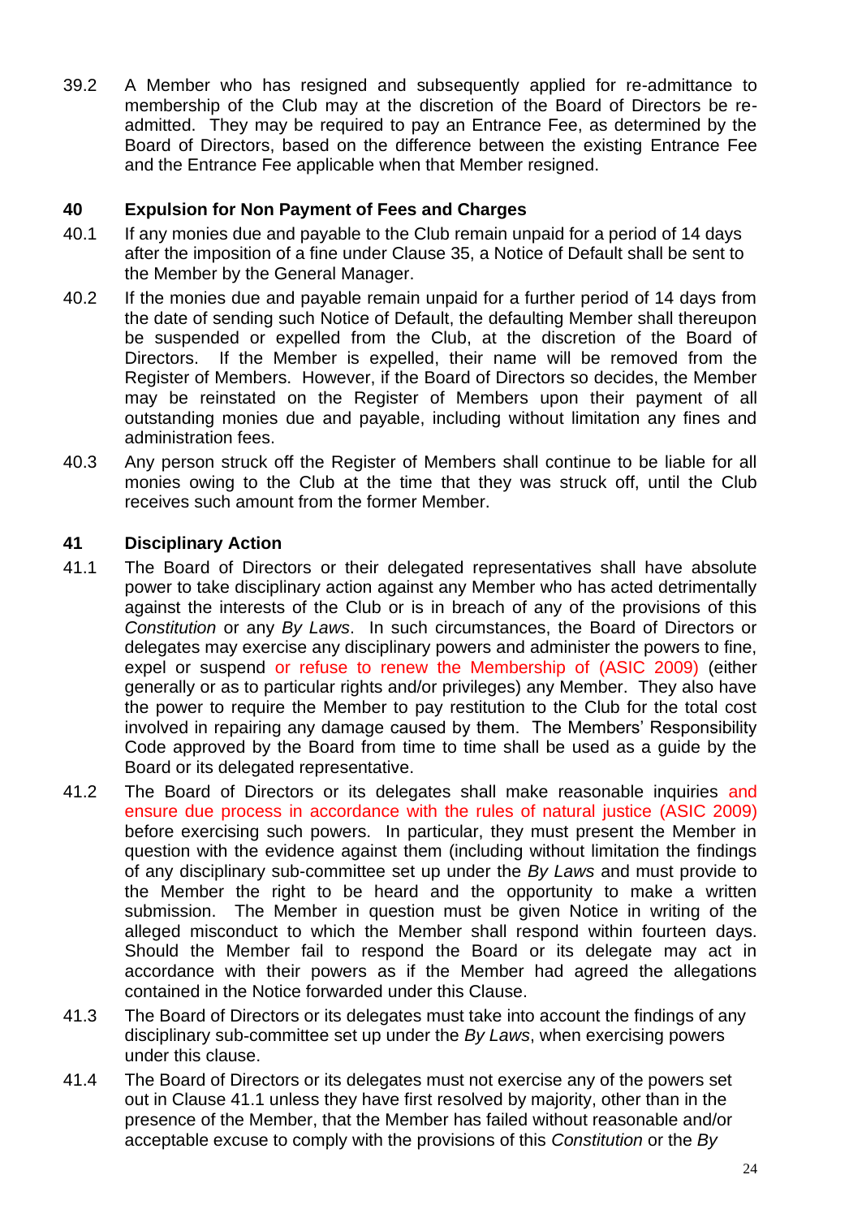39.2 A Member who has resigned and subsequently applied for re-admittance to membership of the Club may at the discretion of the Board of Directors be re-admitted. They may be required to pay an Entrance Fee, as determined by the Board of Directors, based on the difference between the existing Entrance Fee and the Entrance Fee applicable when that Member resigned.

**40 Expulsion for Non Payment of Fees and Charges**

40.1 If any monies due and payable to the Club remain unpaid for a period of 14 days after the imposition of a fine under Clause 35, a Notice of Default shall be sent to the Member by the General Manager.

40.2 If the monies due and payable remain unpaid for a further period of 14 days from the date of sending such Notice of Default, the defaulting Member shall thereupon be suspended or expelled from the Club, at the discretion of the Board of Directors. If the Member is expelled, their name will be removed from the Register of Members. However, if the Board of Directors so decides, the Member may be reinstated on the Register of Members upon their payment of all outstanding monies due and payable, including without limitation any fines and administration fees.

40.3 Any person struck off the Register of Members shall continue to be liable for all monies owing to the Club at the time that they was struck off, until the Club receives such amount from the former Member.

**41 Disciplinary Action**

41.1 The Board of Directors or their delegated representatives shall have absolute power to take disciplinary action against any Member who has acted detrimentally against the interests of the Club or is in breach of any of the provisions of this *Constitution* or any *By Laws*. In such circumstances, the Board of Directors or delegates may exercise any disciplinary powers and administer the powers to fine, expel or suspend or refuse to renew the Membership of (ASIC 2009) (either generally or as to particular rights and/or privileges) any Member. They also have the power to require the Member to pay restitution to the Club for the total cost involved in repairing any damage caused by them. The Members' Responsibility Code approved by the Board from time to time shall be used as a guide by the Board or its delegated representative.

41.2 The Board of Directors or its delegates shall make reasonable inquiries and ensure due process in accordance with the rules of natural justice (ASIC 2009) before exercising such powers. In particular, they must present the Member in question with the evidence against them (including without limitation the findings of any disciplinary sub-committee set up under the *By Laws* and must provide to the Member the right to be heard and the opportunity to make a written submission. The Member in question must be given Notice in writing of the alleged misconduct to which the Member shall respond within fourteen days. Should the Member fail to respond the Board or its delegate may act in accordance with their powers as if the Member had agreed the allegations contained in the Notice forwarded under this Clause.

41.3 The Board of Directors or its delegates must take into account the findings of any disciplinary sub-committee set up under the *By Laws*, when exercising powers under this clause.

41.4 The Board of Directors or its delegates must not exercise any of the powers set out in Clause 41.1 unless they have first resolved by majority, other than in the presence of the Member, that the Member has failed without reasonable and/or acceptable excuse to comply with the provisions of this *Constitution* or the *By*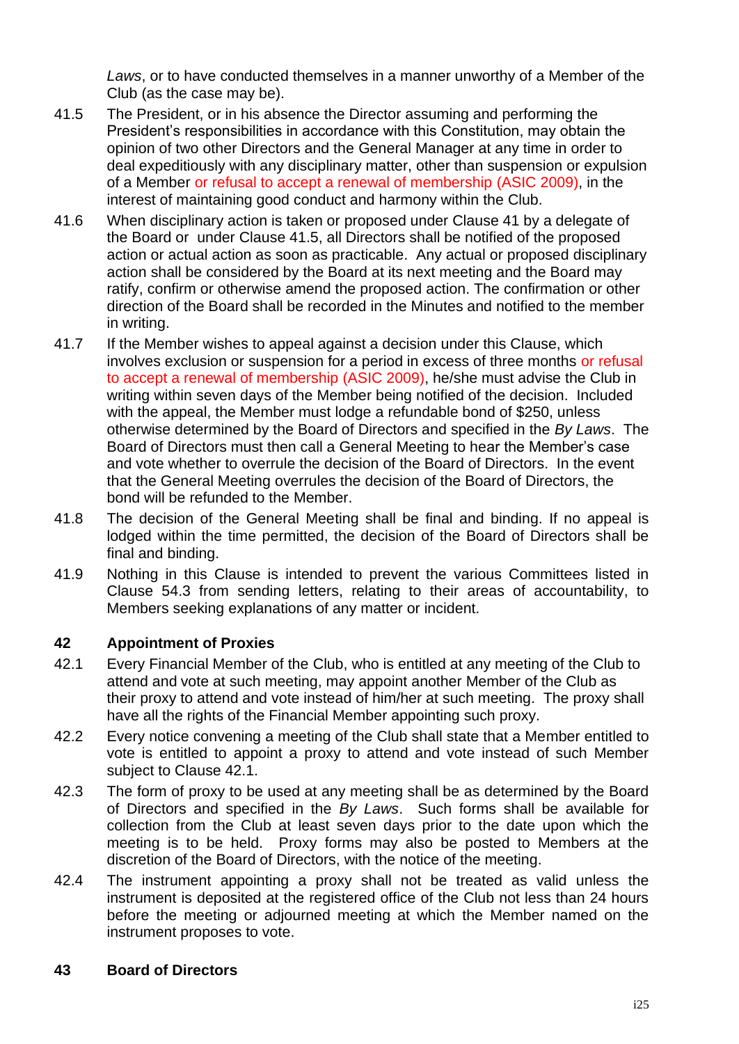*Laws*, or to have conducted themselves in a manner unworthy of a Member of the Club (as the case may be).

41.5 The President, or in his absence the Director assuming and performing the President's responsibilities in accordance with this Constitution, may obtain the opinion of two other Directors and the General Manager at any time in order to deal expeditiously with any disciplinary matter, other than suspension or expulsion of a Member or refusal to accept a renewal of membership (ASIC 2009), in the interest of maintaining good conduct and harmony within the Club.

41.6 When disciplinary action is taken or proposed under Clause 41 by a delegate of the Board or under Clause 41.5, all Directors shall be notified of the proposed action or actual action as soon as practicable. Any actual or proposed disciplinary action shall be considered by the Board at its next meeting and the Board may ratify, confirm or otherwise amend the proposed action. The confirmation or other direction of the Board shall be recorded in the Minutes and notified to the member in writing.

41.7 If the Member wishes to appeal against a decision under this Clause, which involves exclusion or suspension for a period in excess of three months or refusal to accept a renewal of membership (ASIC 2009), he/she must advise the Club in writing within seven days of the Member being notified of the decision. Included with the appeal, the Member must lodge a refundable bond of $250, unless otherwise determined by the Board of Directors and specified in the *By Laws*. The Board of Directors must then call a General Meeting to hear the Member's case and vote whether to overrule the decision of the Board of Directors. In the event that the General Meeting overrules the decision of the Board of Directors, the bond will be refunded to the Member.

41.8 The decision of the General Meeting shall be final and binding. If no appeal is lodged within the time permitted, the decision of the Board of Directors shall be final and binding.

41.9 Nothing in this Clause is intended to prevent the various Committees listed in Clause 54.3 from sending letters, relating to their areas of accountability, to Members seeking explanations of any matter or incident.

## 42 Appointment of Proxies

42.1 Every Financial Member of the Club, who is entitled at any meeting of the Club to attend and vote at such meeting, may appoint another Member of the Club as their proxy to attend and vote instead of him/her at such meeting. The proxy shall have all the rights of the Financial Member appointing such proxy.

42.2 Every notice convening a meeting of the Club shall state that a Member entitled to vote is entitled to appoint a proxy to attend and vote instead of such Member subject to Clause 42.1.

42.3 The form of proxy to be used at any meeting shall be as determined by the Board of Directors and specified in the *By Laws*. Such forms shall be available for collection from the Club at least seven days prior to the date upon which the meeting is to be held. Proxy forms may also be posted to Members at the discretion of the Board of Directors, with the notice of the meeting.

42.4 The instrument appointing a proxy shall not be treated as valid unless the instrument is deposited at the registered office of the Club not less than 24 hours before the meeting or adjourned meeting at which the Member named on the instrument proposes to vote.

## 43 Board of Directors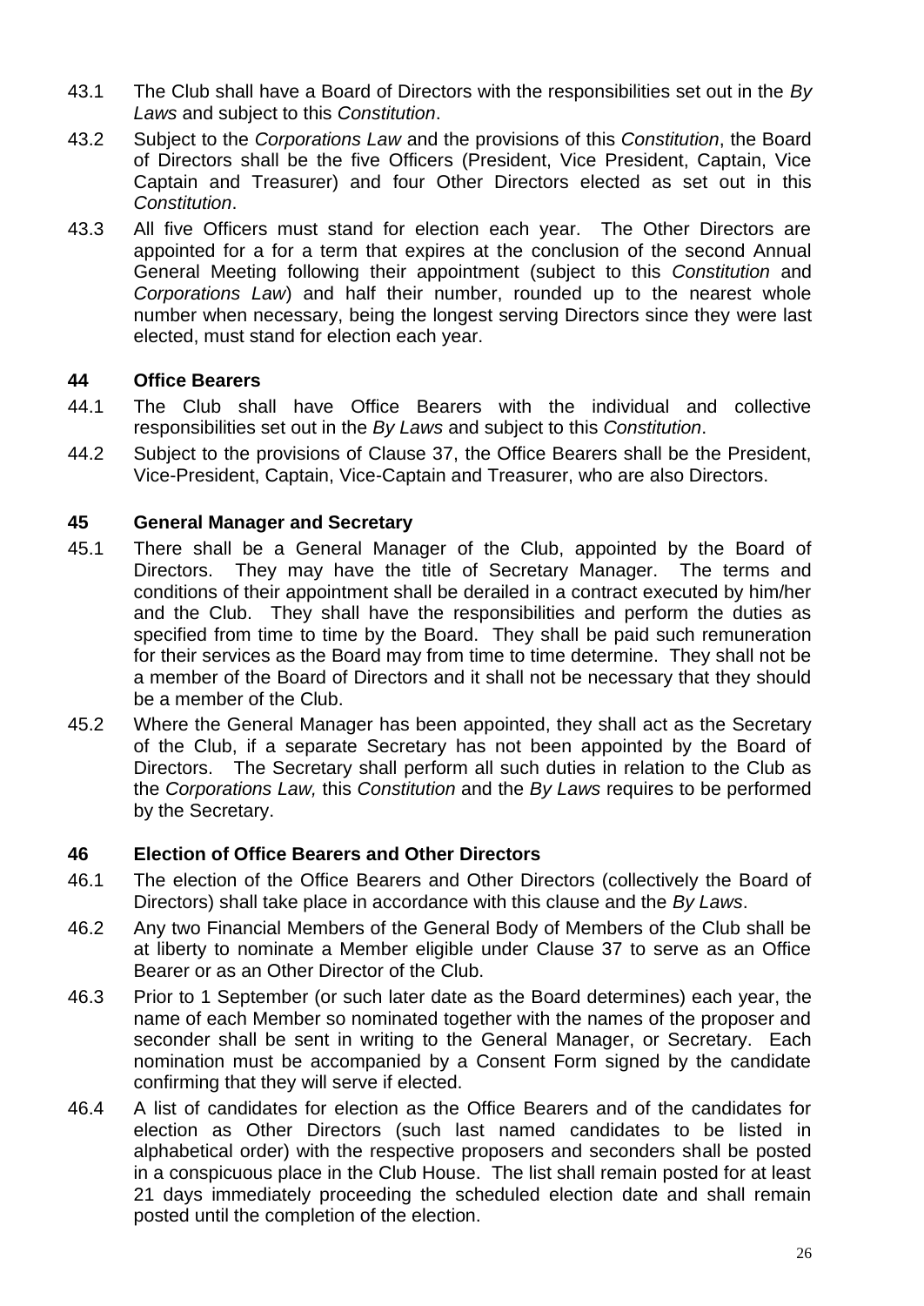43.1 The Club shall have a Board of Directors with the responsibilities set out in the *By Laws* and subject to this *Constitution*.

43.2 Subject to the *Corporations Law* and the provisions of this *Constitution*, the Board of Directors shall be the five Officers (President, Vice President, Captain, Vice Captain and Treasurer) and four Other Directors elected as set out in this *Constitution*.

43.3 All five Officers must stand for election each year. The Other Directors are appointed for a for a term that expires at the conclusion of the second Annual General Meeting following their appointment (subject to this *Constitution* and *Corporations Law*) and half their number, rounded up to the nearest whole number when necessary, being the longest serving Directors since they were last elected, must stand for election each year.

## 44 Office Bearers

44.1 The Club shall have Office Bearers with the individual and collective responsibilities set out in the *By Laws* and subject to this *Constitution*.

44.2 Subject to the provisions of Clause 37, the Office Bearers shall be the President, Vice-President, Captain, Vice-Captain and Treasurer, who are also Directors.

## 45 General Manager and Secretary

45.1 There shall be a General Manager of the Club, appointed by the Board of Directors. They may have the title of Secretary Manager. The terms and conditions of their appointment shall be derailed in a contract executed by him/her and the Club. They shall have the responsibilities and perform the duties as specified from time to time by the Board. They shall be paid such remuneration for their services as the Board may from time to time determine. They shall not be a member of the Board of Directors and it shall not be necessary that they should be a member of the Club.

45.2 Where the General Manager has been appointed, they shall act as the Secretary of the Club, if a separate Secretary has not been appointed by the Board of Directors. The Secretary shall perform all such duties in relation to the Club as the *Corporations Law,* this *Constitution* and the *By Laws* requires to be performed by the Secretary.

## 46 Election of Office Bearers and Other Directors

46.1 The election of the Office Bearers and Other Directors (collectively the Board of Directors) shall take place in accordance with this clause and the *By Laws*.

46.2 Any two Financial Members of the General Body of Members of the Club shall be at liberty to nominate a Member eligible under Clause 37 to serve as an Office Bearer or as an Other Director of the Club.

46.3 Prior to 1 September (or such later date as the Board determines) each year, the name of each Member so nominated together with the names of the proposer and seconder shall be sent in writing to the General Manager, or Secretary. Each nomination must be accompanied by a Consent Form signed by the candidate confirming that they will serve if elected.

46.4 A list of candidates for election as the Office Bearers and of the candidates for election as Other Directors (such last named candidates to be listed in alphabetical order) with the respective proposers and seconders shall be posted in a conspicuous place in the Club House. The list shall remain posted for at least 21 days immediately proceeding the scheduled election date and shall remain posted until the completion of the election.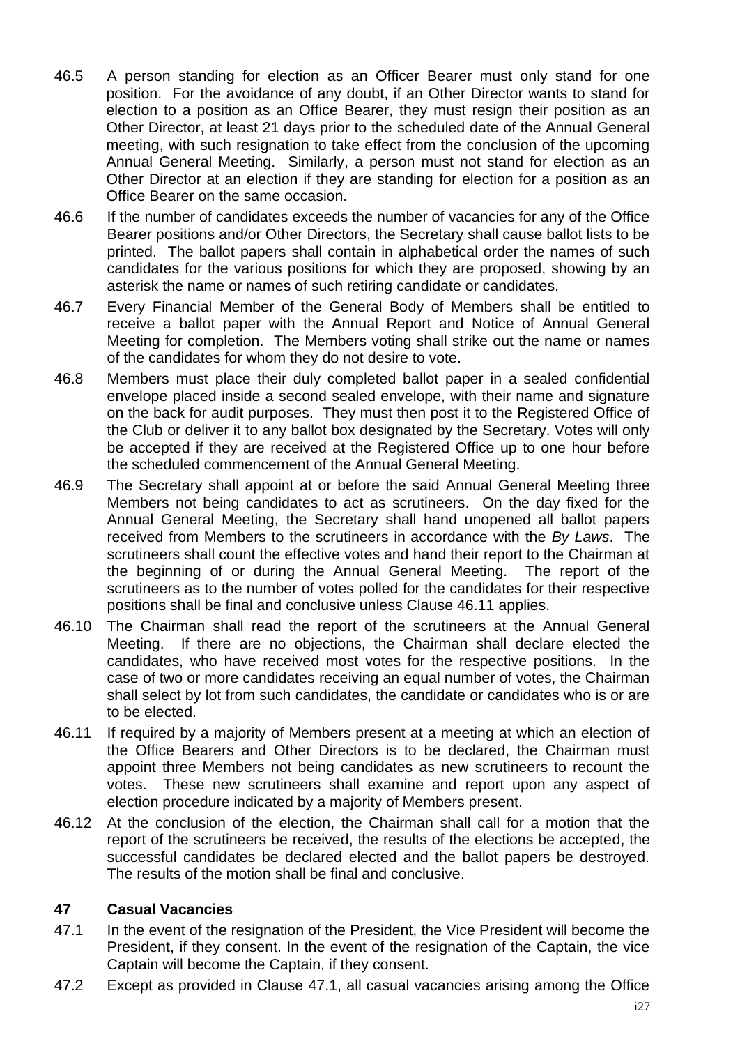46.5 A person standing for election as an Officer Bearer must only stand for one position. For the avoidance of any doubt, if an Other Director wants to stand for election to a position as an Office Bearer, they must resign their position as an Other Director, at least 21 days prior to the scheduled date of the Annual General meeting, with such resignation to take effect from the conclusion of the upcoming Annual General Meeting. Similarly, a person must not stand for election as an Other Director at an election if they are standing for election for a position as an Office Bearer on the same occasion.

46.6 If the number of candidates exceeds the number of vacancies for any of the Office Bearer positions and/or Other Directors, the Secretary shall cause ballot lists to be printed. The ballot papers shall contain in alphabetical order the names of such candidates for the various positions for which they are proposed, showing by an asterisk the name or names of such retiring candidate or candidates.

46.7 Every Financial Member of the General Body of Members shall be entitled to receive a ballot paper with the Annual Report and Notice of Annual General Meeting for completion. The Members voting shall strike out the name or names of the candidates for whom they do not desire to vote.

46.8 Members must place their duly completed ballot paper in a sealed confidential envelope placed inside a second sealed envelope, with their name and signature on the back for audit purposes. They must then post it to the Registered Office of the Club or deliver it to any ballot box designated by the Secretary. Votes will only be accepted if they are received at the Registered Office up to one hour before the scheduled commencement of the Annual General Meeting.

46.9 The Secretary shall appoint at or before the said Annual General Meeting three Members not being candidates to act as scrutineers. On the day fixed for the Annual General Meeting, the Secretary shall hand unopened all ballot papers received from Members to the scrutineers in accordance with the *By Laws*. The scrutineers shall count the effective votes and hand their report to the Chairman at the beginning of or during the Annual General Meeting. The report of the scrutineers as to the number of votes polled for the candidates for their respective positions shall be final and conclusive unless Clause 46.11 applies.

46.10 The Chairman shall read the report of the scrutineers at the Annual General Meeting. If there are no objections, the Chairman shall declare elected the candidates, who have received most votes for the respective positions. In the case of two or more candidates receiving an equal number of votes, the Chairman shall select by lot from such candidates, the candidate or candidates who is or are to be elected.

46.11 If required by a majority of Members present at a meeting at which an election of the Office Bearers and Other Directors is to be declared, the Chairman must appoint three Members not being candidates as new scrutineers to recount the votes. These new scrutineers shall examine and report upon any aspect of election procedure indicated by a majority of Members present.

46.12 At the conclusion of the election, the Chairman shall call for a motion that the report of the scrutineers be received, the results of the elections be accepted, the successful candidates be declared elected and the ballot papers be destroyed. The results of the motion shall be final and conclusive.

### 47 Casual Vacancies

47.1 In the event of the resignation of the President, the Vice President will become the President, if they consent. In the event of the resignation of the Captain, the vice Captain will become the Captain, if they consent.

47.2 Except as provided in Clause 47.1, all casual vacancies arising among the Office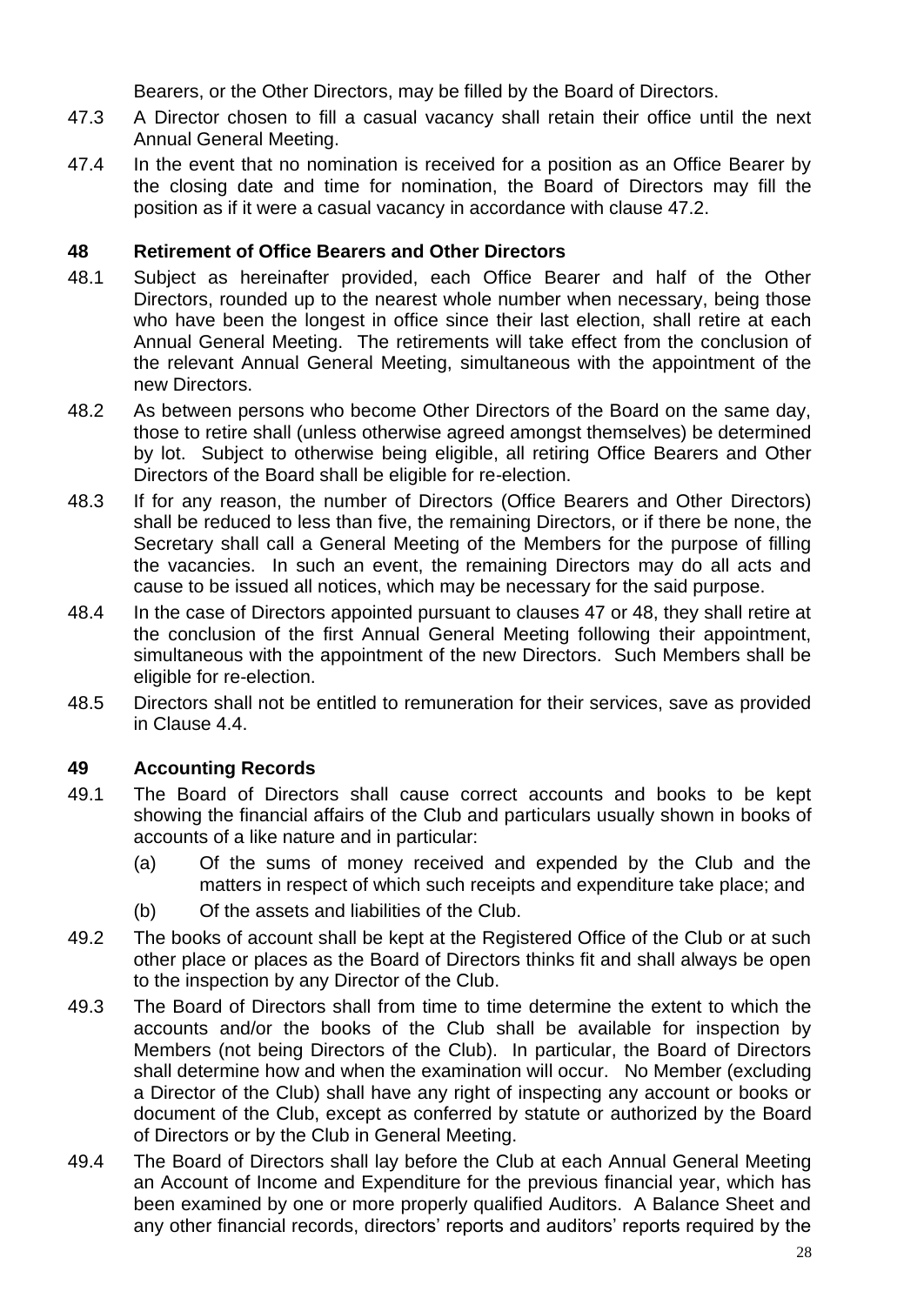Bearers, or the Other Directors, may be filled by the Board of Directors.

47.3 A Director chosen to fill a casual vacancy shall retain their office until the next Annual General Meeting.

47.4 In the event that no nomination is received for a position as an Office Bearer by the closing date and time for nomination, the Board of Directors may fill the position as if it were a casual vacancy in accordance with clause 47.2.

## 48 Retirement of Office Bearers and Other Directors

48.1 Subject as hereinafter provided, each Office Bearer and half of the Other Directors, rounded up to the nearest whole number when necessary, being those who have been the longest in office since their last election, shall retire at each Annual General Meeting. The retirements will take effect from the conclusion of the relevant Annual General Meeting, simultaneous with the appointment of the new Directors.

48.2 As between persons who become Other Directors of the Board on the same day, those to retire shall (unless otherwise agreed amongst themselves) be determined by lot. Subject to otherwise being eligible, all retiring Office Bearers and Other Directors of the Board shall be eligible for re-election.

48.3 If for any reason, the number of Directors (Office Bearers and Other Directors) shall be reduced to less than five, the remaining Directors, or if there be none, the Secretary shall call a General Meeting of the Members for the purpose of filling the vacancies. In such an event, the remaining Directors may do all acts and cause to be issued all notices, which may be necessary for the said purpose.

48.4 In the case of Directors appointed pursuant to clauses 47 or 48, they shall retire at the conclusion of the first Annual General Meeting following their appointment, simultaneous with the appointment of the new Directors. Such Members shall be eligible for re-election.

48.5 Directors shall not be entitled to remuneration for their services, save as provided in Clause 4.4.

## 49 Accounting Records

49.1 The Board of Directors shall cause correct accounts and books to be kept showing the financial affairs of the Club and particulars usually shown in books of accounts of a like nature and in particular:

(a) Of the sums of money received and expended by the Club and the matters in respect of which such receipts and expenditure take place; and

(b) Of the assets and liabilities of the Club.

49.2 The books of account shall be kept at the Registered Office of the Club or at such other place or places as the Board of Directors thinks fit and shall always be open to the inspection by any Director of the Club.

49.3 The Board of Directors shall from time to time determine the extent to which the accounts and/or the books of the Club shall be available for inspection by Members (not being Directors of the Club). In particular, the Board of Directors shall determine how and when the examination will occur. No Member (excluding a Director of the Club) shall have any right of inspecting any account or books or document of the Club, except as conferred by statute or authorized by the Board of Directors or by the Club in General Meeting.

49.4 The Board of Directors shall lay before the Club at each Annual General Meeting an Account of Income and Expenditure for the previous financial year, which has been examined by one or more properly qualified Auditors. A Balance Sheet and any other financial records, directors' reports and auditors' reports required by the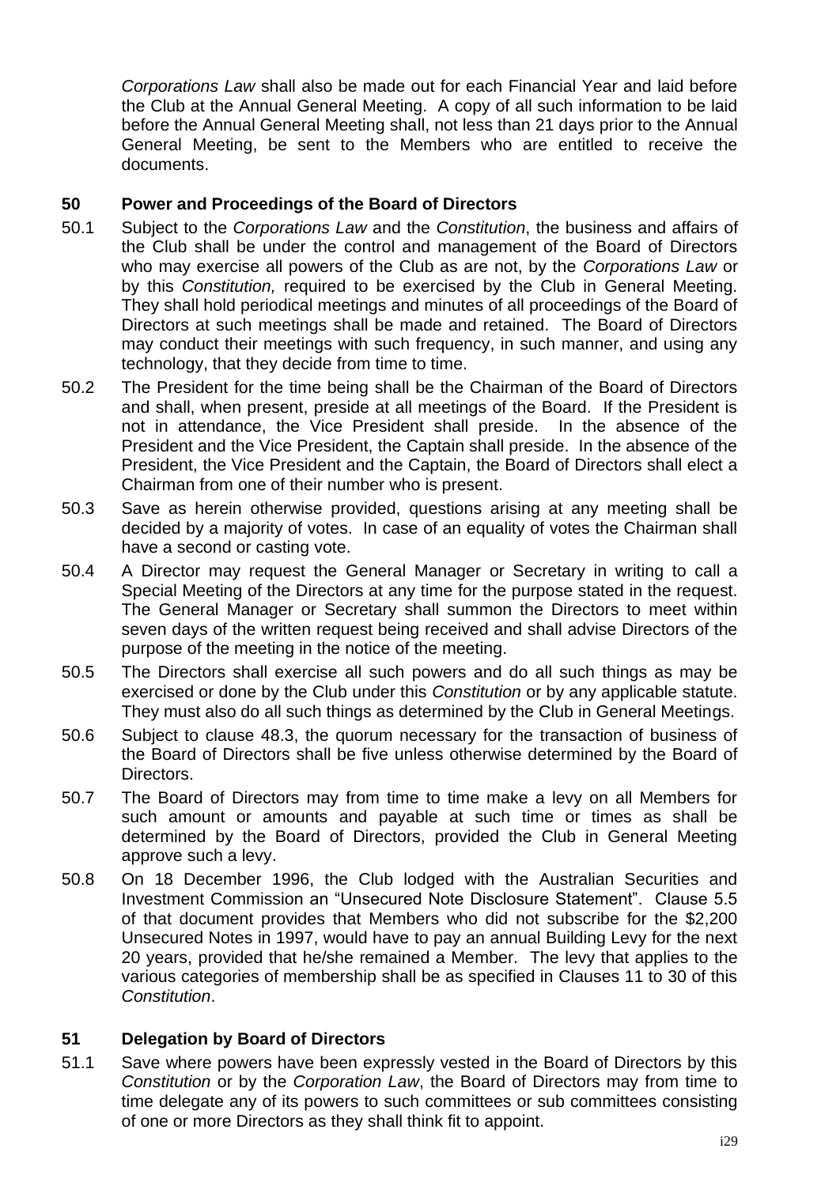*Corporations Law* shall also be made out for each Financial Year and laid before the Club at the Annual General Meeting. A copy of all such information to be laid before the Annual General Meeting shall, not less than 21 days prior to the Annual General Meeting, be sent to the Members who are entitled to receive the documents.

## 50 Power and Proceedings of the Board of Directors

50.1 Subject to the *Corporations Law* and the *Constitution*, the business and affairs of the Club shall be under the control and management of the Board of Directors who may exercise all powers of the Club as are not, by the *Corporations Law* or by this *Constitution,* required to be exercised by the Club in General Meeting. They shall hold periodical meetings and minutes of all proceedings of the Board of Directors at such meetings shall be made and retained. The Board of Directors may conduct their meetings with such frequency, in such manner, and using any technology, that they decide from time to time.

50.2 The President for the time being shall be the Chairman of the Board of Directors and shall, when present, preside at all meetings of the Board. If the President is not in attendance, the Vice President shall preside. In the absence of the President and the Vice President, the Captain shall preside. In the absence of the President, the Vice President and the Captain, the Board of Directors shall elect a Chairman from one of their number who is present.

50.3 Save as herein otherwise provided, questions arising at any meeting shall be decided by a majority of votes. In case of an equality of votes the Chairman shall have a second or casting vote.

50.4 A Director may request the General Manager or Secretary in writing to call a Special Meeting of the Directors at any time for the purpose stated in the request. The General Manager or Secretary shall summon the Directors to meet within seven days of the written request being received and shall advise Directors of the purpose of the meeting in the notice of the meeting.

50.5 The Directors shall exercise all such powers and do all such things as may be exercised or done by the Club under this *Constitution* or by any applicable statute. They must also do all such things as determined by the Club in General Meetings.

50.6 Subject to clause 48.3, the quorum necessary for the transaction of business of the Board of Directors shall be five unless otherwise determined by the Board of Directors.

50.7 The Board of Directors may from time to time make a levy on all Members for such amount or amounts and payable at such time or times as shall be determined by the Board of Directors, provided the Club in General Meeting approve such a levy.

50.8 On 18 December 1996, the Club lodged with the Australian Securities and Investment Commission an "Unsecured Note Disclosure Statement". Clause 5.5 of that document provides that Members who did not subscribe for the $2,200 Unsecured Notes in 1997, would have to pay an annual Building Levy for the next 20 years, provided that he/she remained a Member. The levy that applies to the various categories of membership shall be as specified in Clauses 11 to 30 of this *Constitution*.

## 51 Delegation by Board of Directors

51.1 Save where powers have been expressly vested in the Board of Directors by this *Constitution* or by the *Corporation Law*, the Board of Directors may from time to time delegate any of its powers to such committees or sub committees consisting of one or more Directors as they shall think fit to appoint.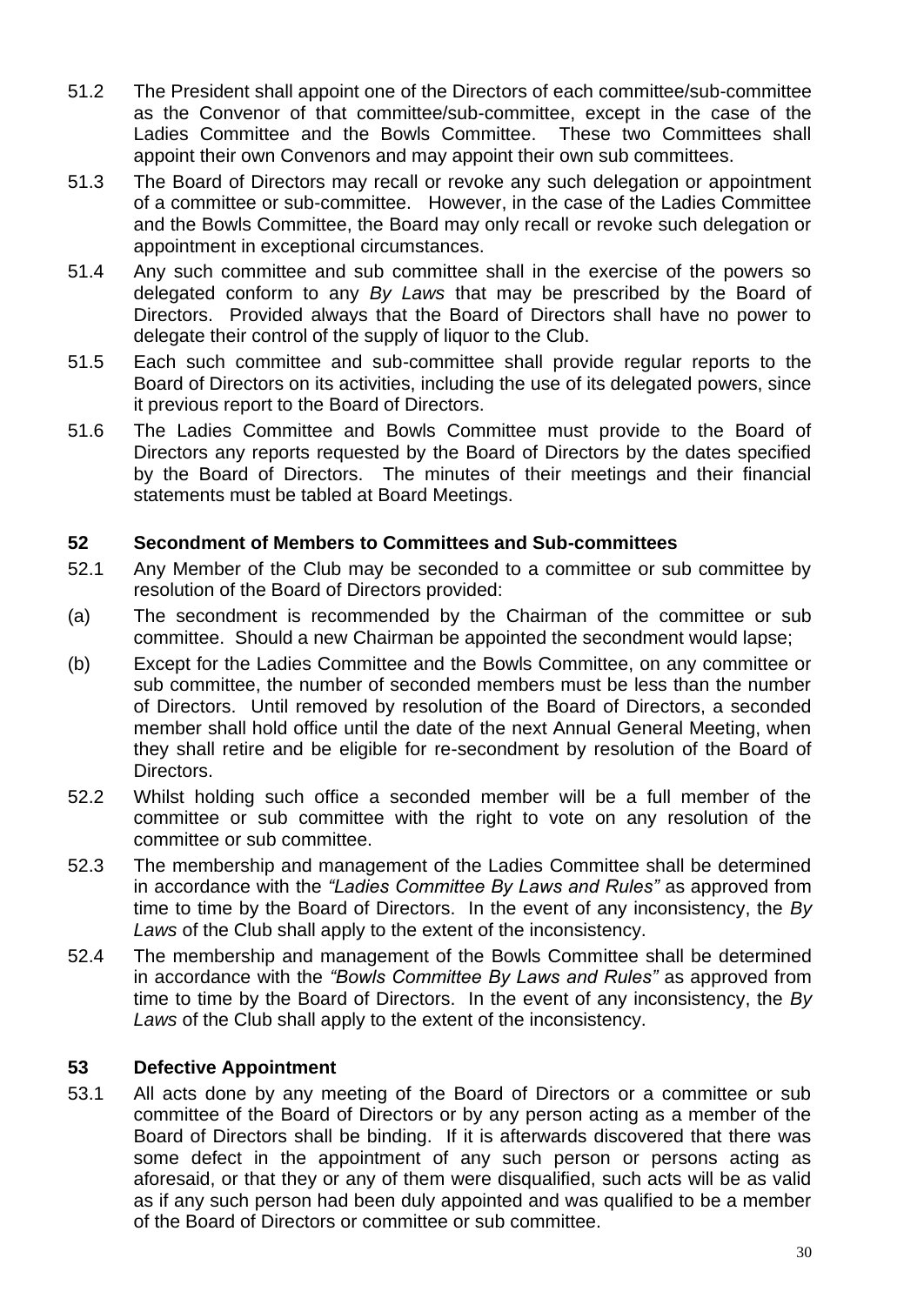51.2 The President shall appoint one of the Directors of each committee/sub-committee as the Convenor of that committee/sub-committee, except in the case of the Ladies Committee and the Bowls Committee. These two Committees shall appoint their own Convenors and may appoint their own sub committees.

51.3 The Board of Directors may recall or revoke any such delegation or appointment of a committee or sub-committee. However, in the case of the Ladies Committee and the Bowls Committee, the Board may only recall or revoke such delegation or appointment in exceptional circumstances.

51.4 Any such committee and sub committee shall in the exercise of the powers so delegated conform to any *By Laws* that may be prescribed by the Board of Directors. Provided always that the Board of Directors shall have no power to delegate their control of the supply of liquor to the Club.

51.5 Each such committee and sub-committee shall provide regular reports to the Board of Directors on its activities, including the use of its delegated powers, since it previous report to the Board of Directors.

51.6 The Ladies Committee and Bowls Committee must provide to the Board of Directors any reports requested by the Board of Directors by the dates specified by the Board of Directors. The minutes of their meetings and their financial statements must be tabled at Board Meetings.

## 52 Secondment of Members to Committees and Sub-committees

52.1 Any Member of the Club may be seconded to a committee or sub committee by resolution of the Board of Directors provided:

(a) The secondment is recommended by the Chairman of the committee or sub committee. Should a new Chairman be appointed the secondment would lapse;

(b) Except for the Ladies Committee and the Bowls Committee, on any committee or sub committee, the number of seconded members must be less than the number of Directors. Until removed by resolution of the Board of Directors, a seconded member shall hold office until the date of the next Annual General Meeting, when they shall retire and be eligible for re-secondment by resolution of the Board of Directors.

52.2 Whilst holding such office a seconded member will be a full member of the committee or sub committee with the right to vote on any resolution of the committee or sub committee.

52.3 The membership and management of the Ladies Committee shall be determined in accordance with the *"Ladies Committee By Laws and Rules"* as approved from time to time by the Board of Directors. In the event of any inconsistency, the *By Laws* of the Club shall apply to the extent of the inconsistency.

52.4 The membership and management of the Bowls Committee shall be determined in accordance with the *"Bowls Committee By Laws and Rules"* as approved from time to time by the Board of Directors. In the event of any inconsistency, the *By Laws* of the Club shall apply to the extent of the inconsistency.

## 53 Defective Appointment

53.1 All acts done by any meeting of the Board of Directors or a committee or sub committee of the Board of Directors or by any person acting as a member of the Board of Directors shall be binding. If it is afterwards discovered that there was some defect in the appointment of any such person or persons acting as aforesaid, or that they or any of them were disqualified, such acts will be as valid as if any such person had been duly appointed and was qualified to be a member of the Board of Directors or committee or sub committee.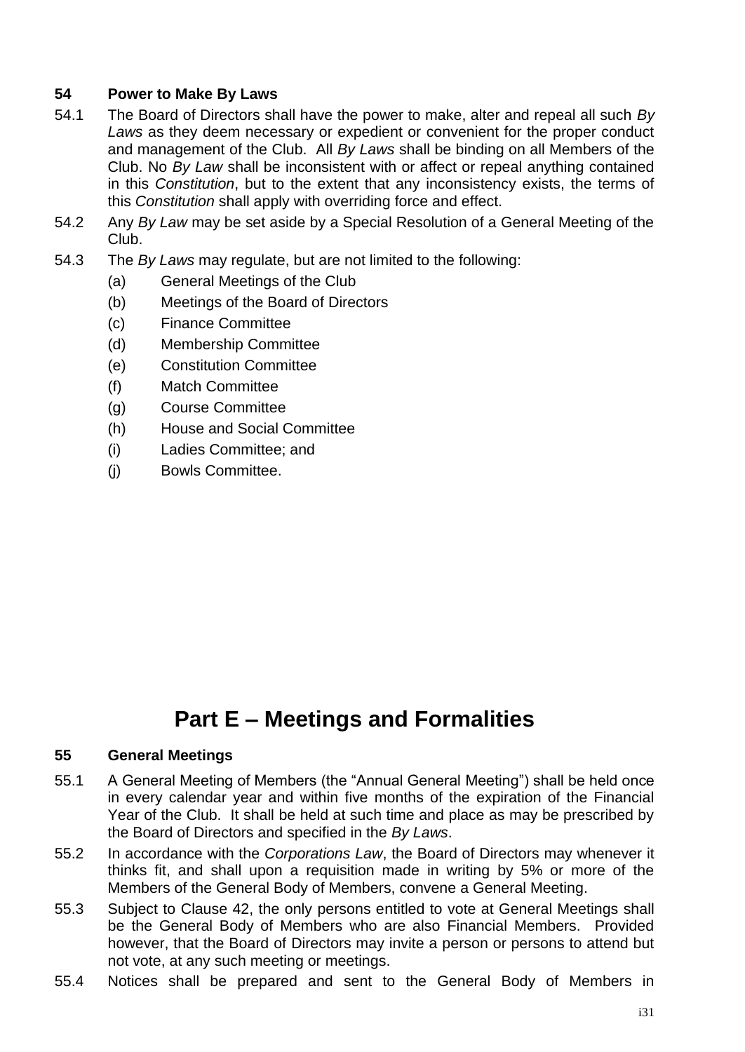### 54 Power to Make By Laws

54.1 The Board of Directors shall have the power to make, alter and repeal all such *By Laws* as they deem necessary or expedient or convenient for the proper conduct and management of the Club. All *By Laws* shall be binding on all Members of the Club. No *By Law* shall be inconsistent with or affect or repeal anything contained in this *Constitution*, but to the extent that any inconsistency exists, the terms of this *Constitution* shall apply with overriding force and effect.

54.2 Any *By Law* may be set aside by a Special Resolution of a General Meeting of the Club.

54.3 The *By Laws* may regulate, but are not limited to the following:

- (a) General Meetings of the Club
- (b) Meetings of the Board of Directors
- (c) Finance Committee
- (d) Membership Committee
- (e) Constitution Committee
- (f) Match Committee
- (g) Course Committee
- (h) House and Social Committee
- (i) Ladies Committee; and
- (j) Bowls Committee.

# Part E – Meetings and Formalities

### 55 General Meetings

55.1 A General Meeting of Members (the "Annual General Meeting") shall be held once in every calendar year and within five months of the expiration of the Financial Year of the Club. It shall be held at such time and place as may be prescribed by the Board of Directors and specified in the *By Laws*.

55.2 In accordance with the *Corporations Law*, the Board of Directors may whenever it thinks fit, and shall upon a requisition made in writing by 5% or more of the Members of the General Body of Members, convene a General Meeting.

55.3 Subject to Clause 42, the only persons entitled to vote at General Meetings shall be the General Body of Members who are also Financial Members. Provided however, that the Board of Directors may invite a person or persons to attend but not vote, at any such meeting or meetings.

55.4 Notices shall be prepared and sent to the General Body of Members in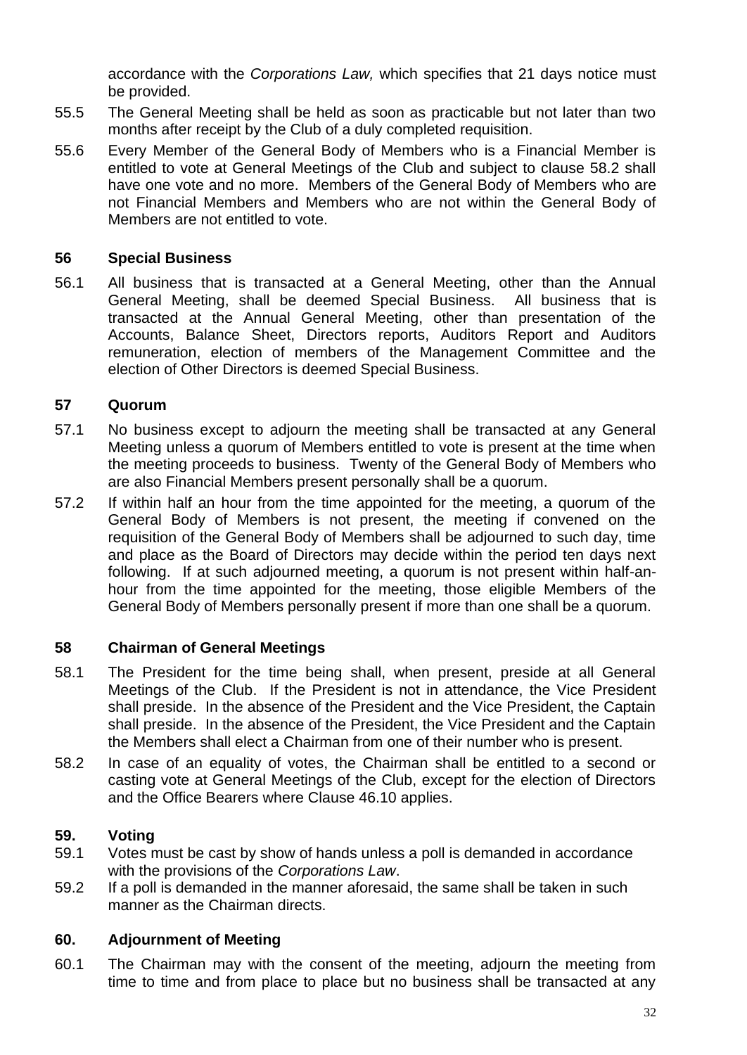accordance with the *Corporations Law,* which specifies that 21 days notice must be provided.

55.5 The General Meeting shall be held as soon as practicable but not later than two months after receipt by the Club of a duly completed requisition.

55.6 Every Member of the General Body of Members who is a Financial Member is entitled to vote at General Meetings of the Club and subject to clause 58.2 shall have one vote and no more. Members of the General Body of Members who are not Financial Members and Members who are not within the General Body of Members are not entitled to vote.

## 56 Special Business

56.1 All business that is transacted at a General Meeting, other than the Annual General Meeting, shall be deemed Special Business. All business that is transacted at the Annual General Meeting, other than presentation of the Accounts, Balance Sheet, Directors reports, Auditors Report and Auditors remuneration, election of members of the Management Committee and the election of Other Directors is deemed Special Business.

## 57 Quorum

57.1 No business except to adjourn the meeting shall be transacted at any General Meeting unless a quorum of Members entitled to vote is present at the time when the meeting proceeds to business. Twenty of the General Body of Members who are also Financial Members present personally shall be a quorum.

57.2 If within half an hour from the time appointed for the meeting, a quorum of the General Body of Members is not present, the meeting if convened on the requisition of the General Body of Members shall be adjourned to such day, time and place as the Board of Directors may decide within the period ten days next following. If at such adjourned meeting, a quorum is not present within half-an-hour from the time appointed for the meeting, those eligible Members of the General Body of Members personally present if more than one shall be a quorum.

## 58 Chairman of General Meetings

58.1 The President for the time being shall, when present, preside at all General Meetings of the Club. If the President is not in attendance, the Vice President shall preside. In the absence of the President and the Vice President, the Captain shall preside. In the absence of the President, the Vice President and the Captain the Members shall elect a Chairman from one of their number who is present.

58.2 In case of an equality of votes, the Chairman shall be entitled to a second or casting vote at General Meetings of the Club, except for the election of Directors and the Office Bearers where Clause 46.10 applies.

## 59. Voting

59.1 Votes must be cast by show of hands unless a poll is demanded in accordance with the provisions of the *Corporations Law*.

59.2 If a poll is demanded in the manner aforesaid, the same shall be taken in such manner as the Chairman directs.

## 60. Adjournment of Meeting

60.1 The Chairman may with the consent of the meeting, adjourn the meeting from time to time and from place to place but no business shall be transacted at any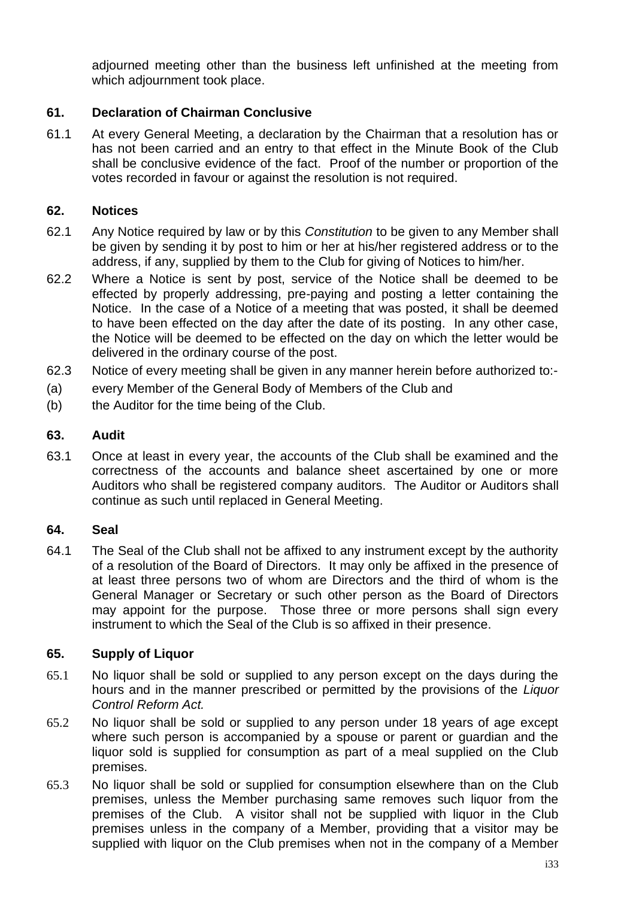adjourned meeting other than the business left unfinished at the meeting from which adjournment took place.

## 61. Declaration of Chairman Conclusive

61.1 At every General Meeting, a declaration by the Chairman that a resolution has or has not been carried and an entry to that effect in the Minute Book of the Club shall be conclusive evidence of the fact. Proof of the number or proportion of the votes recorded in favour or against the resolution is not required.

## 62. Notices

62.1 Any Notice required by law or by this *Constitution* to be given to any Member shall be given by sending it by post to him or her at his/her registered address or to the address, if any, supplied by them to the Club for giving of Notices to him/her.

62.2 Where a Notice is sent by post, service of the Notice shall be deemed to be effected by properly addressing, pre-paying and posting a letter containing the Notice. In the case of a Notice of a meeting that was posted, it shall be deemed to have been effected on the day after the date of its posting. In any other case, the Notice will be deemed to be effected on the day on which the letter would be delivered in the ordinary course of the post.

62.3 Notice of every meeting shall be given in any manner herein before authorized to:-

(a) every Member of the General Body of Members of the Club and

(b) the Auditor for the time being of the Club.

## 63. Audit

63.1 Once at least in every year, the accounts of the Club shall be examined and the correctness of the accounts and balance sheet ascertained by one or more Auditors who shall be registered company auditors. The Auditor or Auditors shall continue as such until replaced in General Meeting.

## 64. Seal

64.1 The Seal of the Club shall not be affixed to any instrument except by the authority of a resolution of the Board of Directors. It may only be affixed in the presence of at least three persons two of whom are Directors and the third of whom is the General Manager or Secretary or such other person as the Board of Directors may appoint for the purpose. Those three or more persons shall sign every instrument to which the Seal of the Club is so affixed in their presence.

## 65. Supply of Liquor

65.1 No liquor shall be sold or supplied to any person except on the days during the hours and in the manner prescribed or permitted by the provisions of the *Liquor Control Reform Act.*

65.2 No liquor shall be sold or supplied to any person under 18 years of age except where such person is accompanied by a spouse or parent or guardian and the liquor sold is supplied for consumption as part of a meal supplied on the Club premises.

65.3 No liquor shall be sold or supplied for consumption elsewhere than on the Club premises, unless the Member purchasing same removes such liquor from the premises of the Club. A visitor shall not be supplied with liquor in the Club premises unless in the company of a Member, providing that a visitor may be supplied with liquor on the Club premises when not in the company of a Member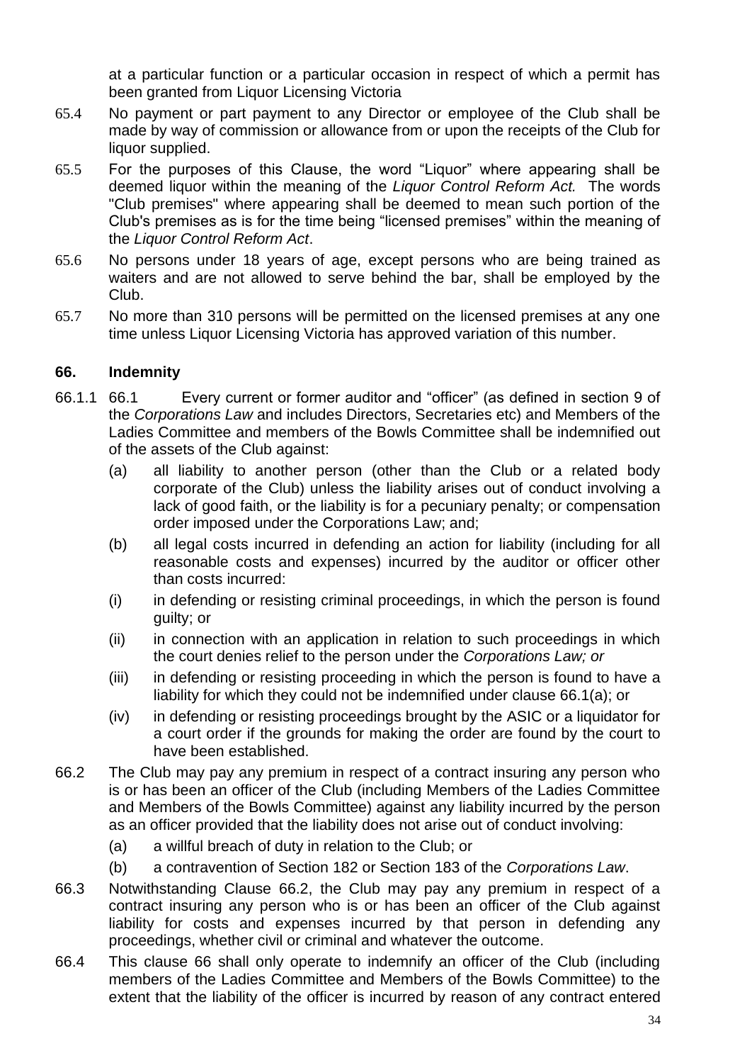at a particular function or a particular occasion in respect of which a permit has been granted from Liquor Licensing Victoria

65.4 No payment or part payment to any Director or employee of the Club shall be made by way of commission or allowance from or upon the receipts of the Club for liquor supplied.

65.5 For the purposes of this Clause, the word "Liquor" where appearing shall be deemed liquor within the meaning of the *Liquor Control Reform Act.* The words "Club premises" where appearing shall be deemed to mean such portion of the Club's premises as is for the time being "licensed premises" within the meaning of the *Liquor Control Reform Act*.

65.6 No persons under 18 years of age, except persons who are being trained as waiters and are not allowed to serve behind the bar, shall be employed by the Club.

65.7 No more than 310 persons will be permitted on the licensed premises at any one time unless Liquor Licensing Victoria has approved variation of this number.

## 66. Indemnity

66.1.1 66.1 Every current or former auditor and "officer" (as defined in section 9 of the *Corporations Law* and includes Directors, Secretaries etc) and Members of the Ladies Committee and members of the Bowls Committee shall be indemnified out of the assets of the Club against:

- (a) all liability to another person (other than the Club or a related body corporate of the Club) unless the liability arises out of conduct involving a lack of good faith, or the liability is for a pecuniary penalty; or compensation order imposed under the Corporations Law; and;
- (b) all legal costs incurred in defending an action for liability (including for all reasonable costs and expenses) incurred by the auditor or officer other than costs incurred:
- (i) in defending or resisting criminal proceedings, in which the person is found guilty; or
- (ii) in connection with an application in relation to such proceedings in which the court denies relief to the person under the *Corporations Law; or*
- (iii) in defending or resisting proceeding in which the person is found to have a liability for which they could not be indemnified under clause 66.1(a); or
- (iv) in defending or resisting proceedings brought by the ASIC or a liquidator for a court order if the grounds for making the order are found by the court to have been established.

66.2 The Club may pay any premium in respect of a contract insuring any person who is or has been an officer of the Club (including Members of the Ladies Committee and Members of the Bowls Committee) against any liability incurred by the person as an officer provided that the liability does not arise out of conduct involving:

- (a) a willful breach of duty in relation to the Club; or
- (b) a contravention of Section 182 or Section 183 of the *Corporations Law*.

66.3 Notwithstanding Clause 66.2, the Club may pay any premium in respect of a contract insuring any person who is or has been an officer of the Club against liability for costs and expenses incurred by that person in defending any proceedings, whether civil or criminal and whatever the outcome.

66.4 This clause 66 shall only operate to indemnify an officer of the Club (including members of the Ladies Committee and Members of the Bowls Committee) to the extent that the liability of the officer is incurred by reason of any contract entered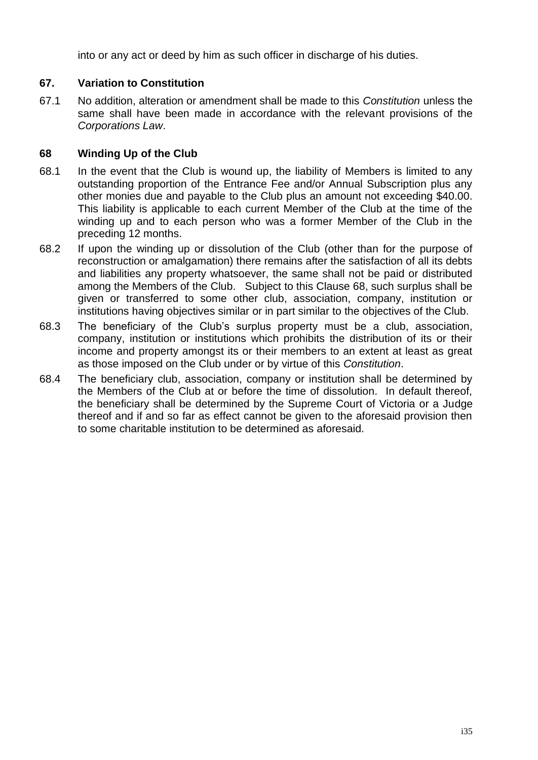into or any act or deed by him as such officer in discharge of his duties.

## 67. Variation to Constitution

67.1 No addition, alteration or amendment shall be made to this *Constitution* unless the same shall have been made in accordance with the relevant provisions of the *Corporations Law*.

## 68 Winding Up of the Club

68.1 In the event that the Club is wound up, the liability of Members is limited to any outstanding proportion of the Entrance Fee and/or Annual Subscription plus any other monies due and payable to the Club plus an amount not exceeding $40.00. This liability is applicable to each current Member of the Club at the time of the winding up and to each person who was a former Member of the Club in the preceding 12 months.

68.2 If upon the winding up or dissolution of the Club (other than for the purpose of reconstruction or amalgamation) there remains after the satisfaction of all its debts and liabilities any property whatsoever, the same shall not be paid or distributed among the Members of the Club. Subject to this Clause 68, such surplus shall be given or transferred to some other club, association, company, institution or institutions having objectives similar or in part similar to the objectives of the Club.

68.3 The beneficiary of the Club's surplus property must be a club, association, company, institution or institutions which prohibits the distribution of its or their income and property amongst its or their members to an extent at least as great as those imposed on the Club under or by virtue of this *Constitution*.

68.4 The beneficiary club, association, company or institution shall be determined by the Members of the Club at or before the time of dissolution. In default thereof, the beneficiary shall be determined by the Supreme Court of Victoria or a Judge thereof and if and so far as effect cannot be given to the aforesaid provision then to some charitable institution to be determined as aforesaid.